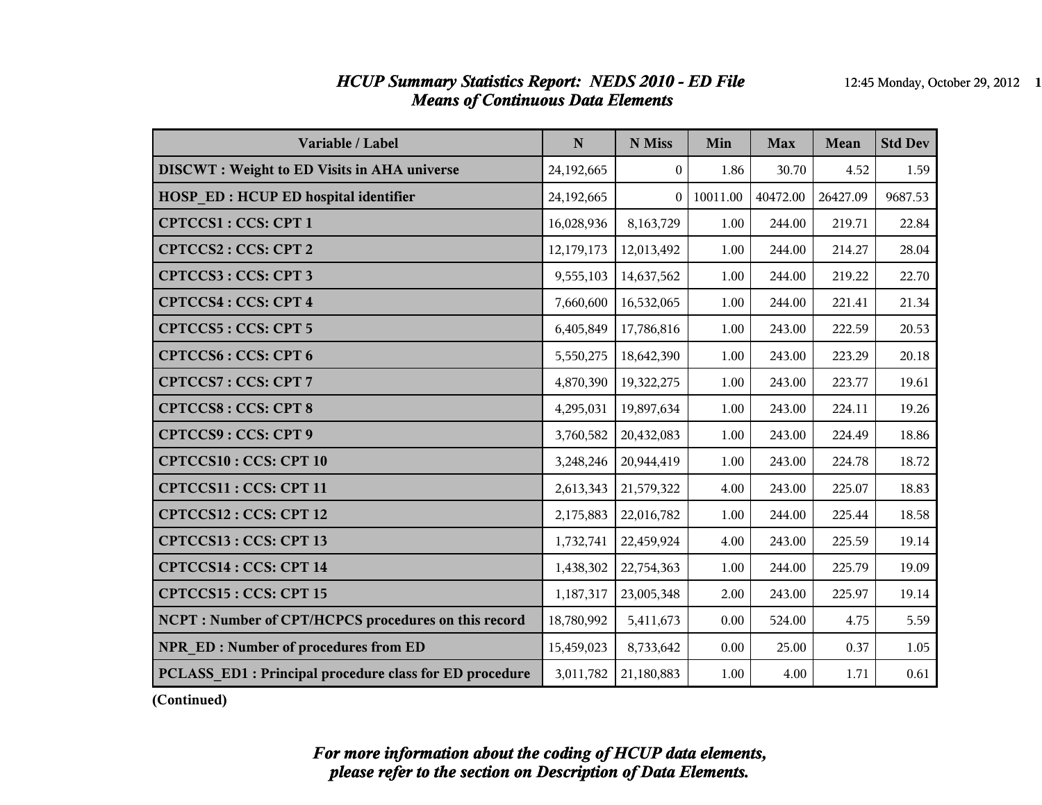# *HCUP Summary Statistics Report: NEDS 2010 - ED File*
## *Means of Continuous Data Elements*

| Variable / Label | N | N Miss | Min | Max | Mean | Std Dev |
|---|---|---|---|---|---|---|
| **DISCWT : Weight to ED Visits in AHA universe** | 24,192,665 | 0 | 1.86 | 30.70 | 4.52 | 1.59 |
| **HOSP_ED : HCUP ED hospital identifier** | 24,192,665 | 0 | 10011.00 | 40472.00 | 26427.09 | 9687.53 |
| **CPTCCS1 : CCS: CPT 1** | 16,028,936 | 8,163,729 | 1.00 | 244.00 | 219.71 | 22.84 |
| **CPTCCS2 : CCS: CPT 2** | 12,179,173 | 12,013,492 | 1.00 | 244.00 | 214.27 | 28.04 |
| **CPTCCS3 : CCS: CPT 3** | 9,555,103 | 14,637,562 | 1.00 | 244.00 | 219.22 | 22.70 |
| **CPTCCS4 : CCS: CPT 4** | 7,660,600 | 16,532,065 | 1.00 | 244.00 | 221.41 | 21.34 |
| **CPTCCS5 : CCS: CPT 5** | 6,405,849 | 17,786,816 | 1.00 | 243.00 | 222.59 | 20.53 |
| **CPTCCS6 : CCS: CPT 6** | 5,550,275 | 18,642,390 | 1.00 | 243.00 | 223.29 | 20.18 |
| **CPTCCS7 : CCS: CPT 7** | 4,870,390 | 19,322,275 | 1.00 | 243.00 | 223.77 | 19.61 |
| **CPTCCS8 : CCS: CPT 8** | 4,295,031 | 19,897,634 | 1.00 | 243.00 | 224.11 | 19.26 |
| **CPTCCS9 : CCS: CPT 9** | 3,760,582 | 20,432,083 | 1.00 | 243.00 | 224.49 | 18.86 |
| **CPTCCS10 : CCS: CPT 10** | 3,248,246 | 20,944,419 | 1.00 | 243.00 | 224.78 | 18.72 |
| **CPTCCS11 : CCS: CPT 11** | 2,613,343 | 21,579,322 | 4.00 | 243.00 | 225.07 | 18.83 |
| **CPTCCS12 : CCS: CPT 12** | 2,175,883 | 22,016,782 | 1.00 | 244.00 | 225.44 | 18.58 |
| **CPTCCS13 : CCS: CPT 13** | 1,732,741 | 22,459,924 | 4.00 | 243.00 | 225.59 | 19.14 |
| **CPTCCS14 : CCS: CPT 14** | 1,438,302 | 22,754,363 | 1.00 | 244.00 | 225.79 | 19.09 |
| **CPTCCS15 : CCS: CPT 15** | 1,187,317 | 23,005,348 | 2.00 | 243.00 | 225.97 | 19.14 |
| **NCPT : Number of CPT/HCPCS procedures on this record** | 18,780,992 | 5,411,673 | 0.00 | 524.00 | 4.75 | 5.59 |
| **NPR_ED : Number of procedures from ED** | 15,459,023 | 8,733,642 | 0.00 | 25.00 | 0.37 | 1.05 |
| **PCLASS_ED1 : Principal procedure class for ED procedure** | 3,011,782 | 21,180,883 | 1.00 | 4.00 | 1.71 | 0.61 |

**(Continued)**

***For more information about the coding of HCUP data elements, please refer to the section on Description of Data Elements.***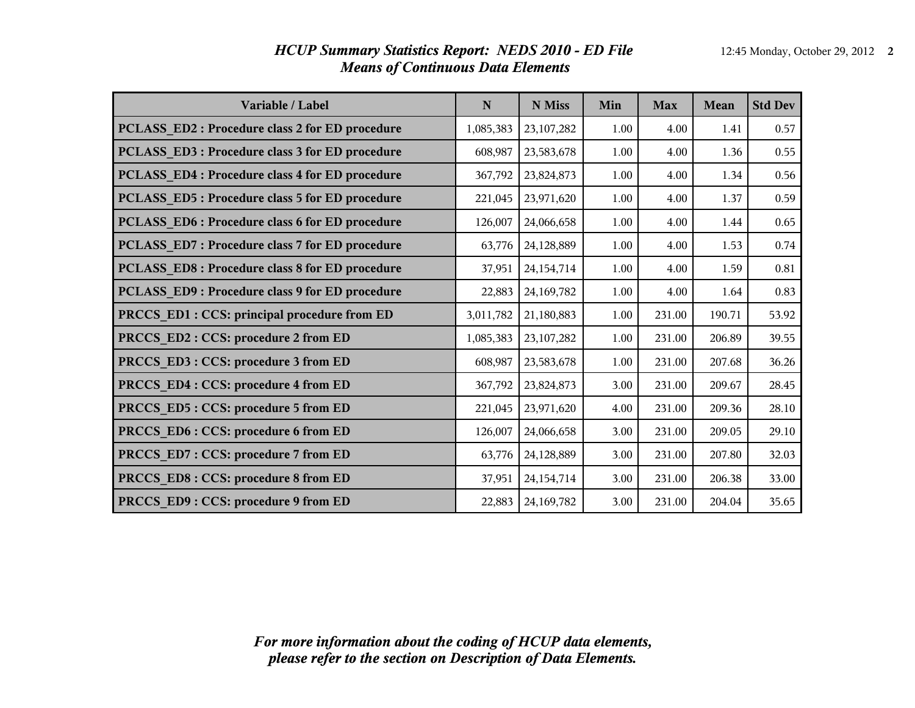# *HCUP Summary Statistics Report: NEDS 2010 - ED File*
## *Means of Continuous Data Elements*

| Variable / Label | N | N Miss | Min | Max | Mean | Std Dev |
|---|---|---|---|---|---|---|
| PCLASS_ED2 : Procedure class 2 for ED procedure | 1,085,383 | 23,107,282 | 1.00 | 4.00 | 1.41 | 0.57 |
| PCLASS_ED3 : Procedure class 3 for ED procedure | 608,987 | 23,583,678 | 1.00 | 4.00 | 1.36 | 0.55 |
| PCLASS_ED4 : Procedure class 4 for ED procedure | 367,792 | 23,824,873 | 1.00 | 4.00 | 1.34 | 0.56 |
| PCLASS_ED5 : Procedure class 5 for ED procedure | 221,045 | 23,971,620 | 1.00 | 4.00 | 1.37 | 0.59 |
| PCLASS_ED6 : Procedure class 6 for ED procedure | 126,007 | 24,066,658 | 1.00 | 4.00 | 1.44 | 0.65 |
| PCLASS_ED7 : Procedure class 7 for ED procedure | 63,776 | 24,128,889 | 1.00 | 4.00 | 1.53 | 0.74 |
| PCLASS_ED8 : Procedure class 8 for ED procedure | 37,951 | 24,154,714 | 1.00 | 4.00 | 1.59 | 0.81 |
| PCLASS_ED9 : Procedure class 9 for ED procedure | 22,883 | 24,169,782 | 1.00 | 4.00 | 1.64 | 0.83 |
| PRCCS_ED1 : CCS: principal procedure from ED | 3,011,782 | 21,180,883 | 1.00 | 231.00 | 190.71 | 53.92 |
| PRCCS_ED2 : CCS: procedure 2 from ED | 1,085,383 | 23,107,282 | 1.00 | 231.00 | 206.89 | 39.55 |
| PRCCS_ED3 : CCS: procedure 3 from ED | 608,987 | 23,583,678 | 1.00 | 231.00 | 207.68 | 36.26 |
| PRCCS_ED4 : CCS: procedure 4 from ED | 367,792 | 23,824,873 | 3.00 | 231.00 | 209.67 | 28.45 |
| PRCCS_ED5 : CCS: procedure 5 from ED | 221,045 | 23,971,620 | 4.00 | 231.00 | 209.36 | 28.10 |
| PRCCS_ED6 : CCS: procedure 6 from ED | 126,007 | 24,066,658 | 3.00 | 231.00 | 209.05 | 29.10 |
| PRCCS_ED7 : CCS: procedure 7 from ED | 63,776 | 24,128,889 | 3.00 | 231.00 | 207.80 | 32.03 |
| PRCCS_ED8 : CCS: procedure 8 from ED | 37,951 | 24,154,714 | 3.00 | 231.00 | 206.38 | 33.00 |
| PRCCS_ED9 : CCS: procedure 9 from ED | 22,883 | 24,169,782 | 3.00 | 231.00 | 204.04 | 35.65 |

*For more information about the coding of HCUP data elements, please refer to the section on Description of Data Elements.*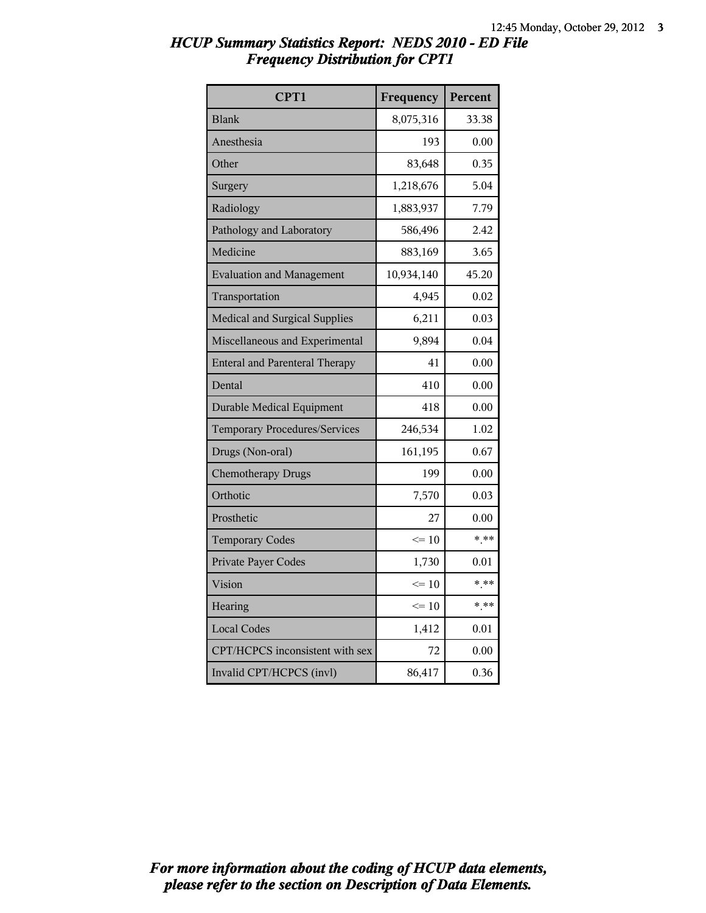*HCUP Summary Statistics Report: NEDS 2010 - ED File*
*Frequency Distribution for CPT1*

| CPT1 | Frequency | Percent |
|---|---|---|
| Blank | 8,075,316 | 33.38 |
| Anesthesia | 193 | 0.00 |
| Other | 83,648 | 0.35 |
| Surgery | 1,218,676 | 5.04 |
| Radiology | 1,883,937 | 7.79 |
| Pathology and Laboratory | 586,496 | 2.42 |
| Medicine | 883,169 | 3.65 |
| Evaluation and Management | 10,934,140 | 45.20 |
| Transportation | 4,945 | 0.02 |
| Medical and Surgical Supplies | 6,211 | 0.03 |
| Miscellaneous and Experimental | 9,894 | 0.04 |
| Enteral and Parenteral Therapy | 41 | 0.00 |
| Dental | 410 | 0.00 |
| Durable Medical Equipment | 418 | 0.00 |
| Temporary Procedures/Services | 246,534 | 1.02 |
| Drugs (Non-oral) | 161,195 | 0.67 |
| Chemotherapy Drugs | 199 | 0.00 |
| Orthotic | 7,570 | 0.03 |
| Prosthetic | 27 | 0.00 |
| Temporary Codes | <= 10 | *.** |
| Private Payer Codes | 1,730 | 0.01 |
| Vision | <= 10 | *.** |
| Hearing | <= 10 | *.** |
| Local Codes | 1,412 | 0.01 |
| CPT/HCPCS inconsistent with sex | 72 | 0.00 |
| Invalid CPT/HCPCS (invl) | 86,417 | 0.36 |

*For more information about the coding of HCUP data elements, please refer to the section on Description of Data Elements.*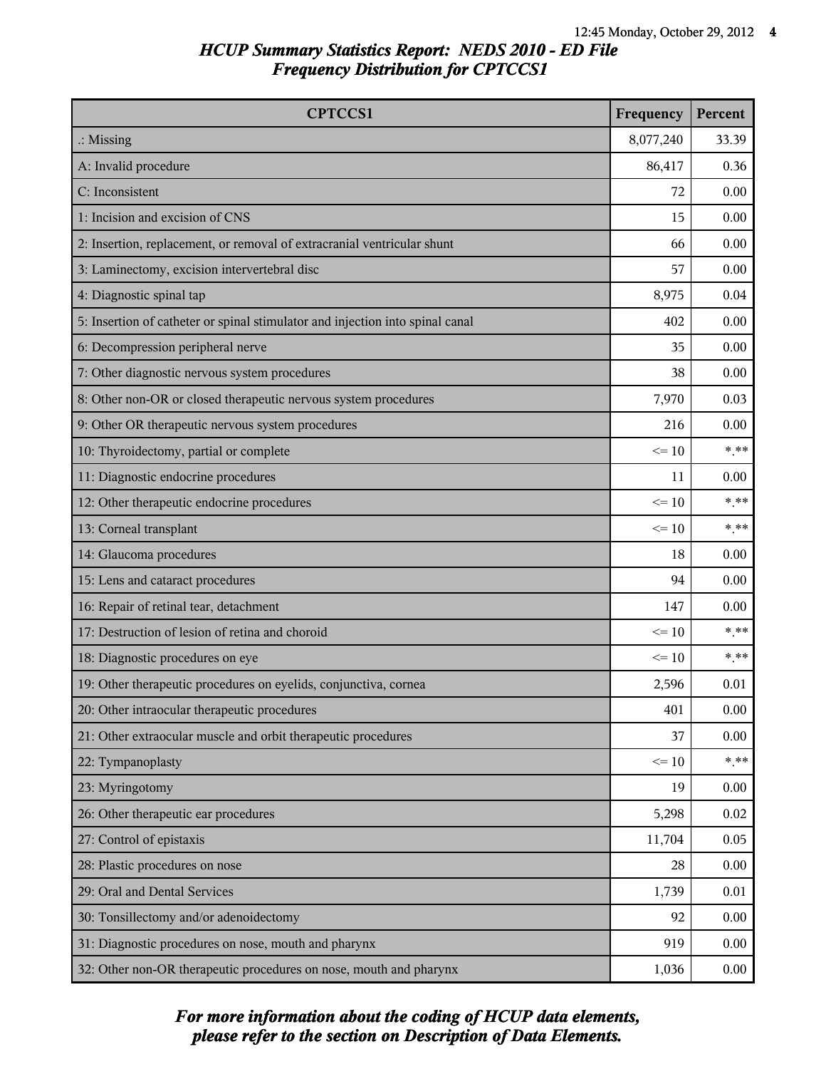# *HCUP Summary Statistics Report: NEDS 2010 - ED File*
## *Frequency Distribution for CPTCCS1*

| CPTCCS1 | Frequency | Percent |
| --- | --- | --- |
| .: Missing | 8,077,240 | 33.39 |
| A: Invalid procedure | 86,417 | 0.36 |
| C: Inconsistent | 72 | 0.00 |
| 1: Incision and excision of CNS | 15 | 0.00 |
| 2: Insertion, replacement, or removal of extracranial ventricular shunt | 66 | 0.00 |
| 3: Laminectomy, excision intervertebral disc | 57 | 0.00 |
| 4: Diagnostic spinal tap | 8,975 | 0.04 |
| 5: Insertion of catheter or spinal stimulator and injection into spinal canal | 402 | 0.00 |
| 6: Decompression peripheral nerve | 35 | 0.00 |
| 7: Other diagnostic nervous system procedures | 38 | 0.00 |
| 8: Other non-OR or closed therapeutic nervous system procedures | 7,970 | 0.03 |
| 9: Other OR therapeutic nervous system procedures | 216 | 0.00 |
| 10: Thyroidectomy, partial or complete | <= 10 | *.** |
| 11: Diagnostic endocrine procedures | 11 | 0.00 |
| 12: Other therapeutic endocrine procedures | <= 10 | *.** |
| 13: Corneal transplant | <= 10 | *.** |
| 14: Glaucoma procedures | 18 | 0.00 |
| 15: Lens and cataract procedures | 94 | 0.00 |
| 16: Repair of retinal tear, detachment | 147 | 0.00 |
| 17: Destruction of lesion of retina and choroid | <= 10 | *.** |
| 18: Diagnostic procedures on eye | <= 10 | *.** |
| 19: Other therapeutic procedures on eyelids, conjunctiva, cornea | 2,596 | 0.01 |
| 20: Other intraocular therapeutic procedures | 401 | 0.00 |
| 21: Other extraocular muscle and orbit therapeutic procedures | 37 | 0.00 |
| 22: Tympanoplasty | <= 10 | *.** |
| 23: Myringotomy | 19 | 0.00 |
| 26: Other therapeutic ear procedures | 5,298 | 0.02 |
| 27: Control of epistaxis | 11,704 | 0.05 |
| 28: Plastic procedures on nose | 28 | 0.00 |
| 29: Oral and Dental Services | 1,739 | 0.01 |
| 30: Tonsillectomy and/or adenoidectomy | 92 | 0.00 |
| 31: Diagnostic procedures on nose, mouth and pharynx | 919 | 0.00 |
| 32: Other non-OR therapeutic procedures on nose, mouth and pharynx | 1,036 | 0.00 |

*For more information about the coding of HCUP data elements, please refer to the section on Description of Data Elements.*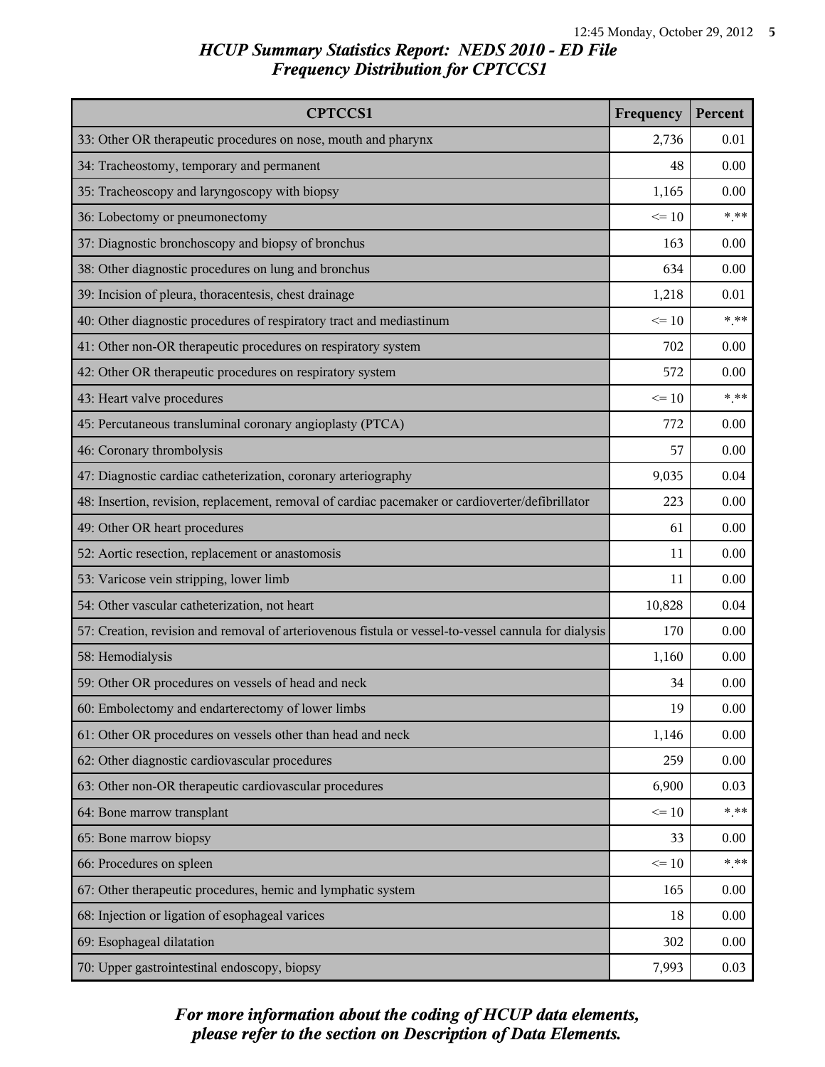# HCUP Summary Statistics Report: NEDS 2010 - ED File
## Frequency Distribution for CPTCCS1

| CPTCCS1 | Frequency | Percent |
|---|---|---|
| 33: Other OR therapeutic procedures on nose, mouth and pharynx | 2,736 | 0.01 |
| 34: Tracheostomy, temporary and permanent | 48 | 0.00 |
| 35: Tracheoscopy and laryngoscopy with biopsy | 1,165 | 0.00 |
| 36: Lobectomy or pneumonectomy | <= 10 | *.** |
| 37: Diagnostic bronchoscopy and biopsy of bronchus | 163 | 0.00 |
| 38: Other diagnostic procedures on lung and bronchus | 634 | 0.00 |
| 39: Incision of pleura, thoracentesis, chest drainage | 1,218 | 0.01 |
| 40: Other diagnostic procedures of respiratory tract and mediastinum | <= 10 | *.** |
| 41: Other non-OR therapeutic procedures on respiratory system | 702 | 0.00 |
| 42: Other OR therapeutic procedures on respiratory system | 572 | 0.00 |
| 43: Heart valve procedures | <= 10 | *.** |
| 45: Percutaneous transluminal coronary angioplasty (PTCA) | 772 | 0.00 |
| 46: Coronary thrombolysis | 57 | 0.00 |
| 47: Diagnostic cardiac catheterization, coronary arteriography | 9,035 | 0.04 |
| 48: Insertion, revision, replacement, removal of cardiac pacemaker or cardioverter/defibrillator | 223 | 0.00 |
| 49: Other OR heart procedures | 61 | 0.00 |
| 52: Aortic resection, replacement or anastomosis | 11 | 0.00 |
| 53: Varicose vein stripping, lower limb | 11 | 0.00 |
| 54: Other vascular catheterization, not heart | 10,828 | 0.04 |
| 57: Creation, revision and removal of arteriovenous fistula or vessel-to-vessel cannula for dialysis | 170 | 0.00 |
| 58: Hemodialysis | 1,160 | 0.00 |
| 59: Other OR procedures on vessels of head and neck | 34 | 0.00 |
| 60: Embolectomy and endarterectomy of lower limbs | 19 | 0.00 |
| 61: Other OR procedures on vessels other than head and neck | 1,146 | 0.00 |
| 62: Other diagnostic cardiovascular procedures | 259 | 0.00 |
| 63: Other non-OR therapeutic cardiovascular procedures | 6,900 | 0.03 |
| 64: Bone marrow transplant | <= 10 | *.** |
| 65: Bone marrow biopsy | 33 | 0.00 |
| 66: Procedures on spleen | <= 10 | *.** |
| 67: Other therapeutic procedures, hemic and lymphatic system | 165 | 0.00 |
| 68: Injection or ligation of esophageal varices | 18 | 0.00 |
| 69: Esophageal dilatation | 302 | 0.00 |
| 70: Upper gastrointestinal endoscopy, biopsy | 7,993 | 0.03 |

*For more information about the coding of HCUP data elements, please refer to the section on Description of Data Elements.*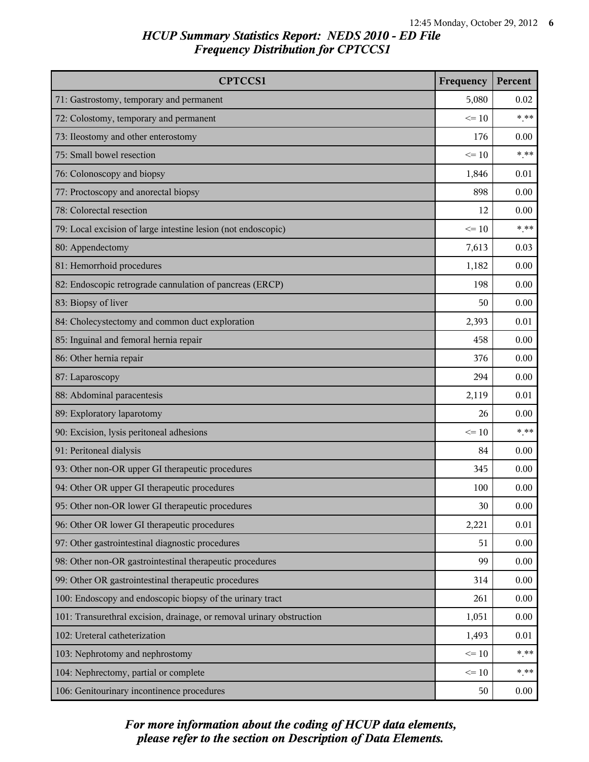# *HCUP Summary Statistics Report: NEDS 2010 - ED File*
## *Frequency Distribution for CPTCCS1*

| CPTCCS1 | Frequency | Percent |
|---|---|---|
| 71: Gastrostomy, temporary and permanent | 5,080 | 0.02 |
| 72: Colostomy, temporary and permanent | <= 10 | *.** |
| 73: Ileostomy and other enterostomy | 176 | 0.00 |
| 75: Small bowel resection | <= 10 | *.** |
| 76: Colonoscopy and biopsy | 1,846 | 0.01 |
| 77: Proctoscopy and anorectal biopsy | 898 | 0.00 |
| 78: Colorectal resection | 12 | 0.00 |
| 79: Local excision of large intestine lesion (not endoscopic) | <= 10 | *.** |
| 80: Appendectomy | 7,613 | 0.03 |
| 81: Hemorrhoid procedures | 1,182 | 0.00 |
| 82: Endoscopic retrograde cannulation of pancreas (ERCP) | 198 | 0.00 |
| 83: Biopsy of liver | 50 | 0.00 |
| 84: Cholecystectomy and common duct exploration | 2,393 | 0.01 |
| 85: Inguinal and femoral hernia repair | 458 | 0.00 |
| 86: Other hernia repair | 376 | 0.00 |
| 87: Laparoscopy | 294 | 0.00 |
| 88: Abdominal paracentesis | 2,119 | 0.01 |
| 89: Exploratory laparotomy | 26 | 0.00 |
| 90: Excision, lysis peritoneal adhesions | <= 10 | *.** |
| 91: Peritoneal dialysis | 84 | 0.00 |
| 93: Other non-OR upper GI therapeutic procedures | 345 | 0.00 |
| 94: Other OR upper GI therapeutic procedures | 100 | 0.00 |
| 95: Other non-OR lower GI therapeutic procedures | 30 | 0.00 |
| 96: Other OR lower GI therapeutic procedures | 2,221 | 0.01 |
| 97: Other gastrointestinal diagnostic procedures | 51 | 0.00 |
| 98: Other non-OR gastrointestinal therapeutic procedures | 99 | 0.00 |
| 99: Other OR gastrointestinal therapeutic procedures | 314 | 0.00 |
| 100: Endoscopy and endoscopic biopsy of the urinary tract | 261 | 0.00 |
| 101: Transurethral excision, drainage, or removal urinary obstruction | 1,051 | 0.00 |
| 102: Ureteral catheterization | 1,493 | 0.01 |
| 103: Nephrotomy and nephrostomy | <= 10 | *.** |
| 104: Nephrectomy, partial or complete | <= 10 | *.** |
| 106: Genitourinary incontinence procedures | 50 | 0.00 |

*For more information about the coding of HCUP data elements, please refer to the section on Description of Data Elements.*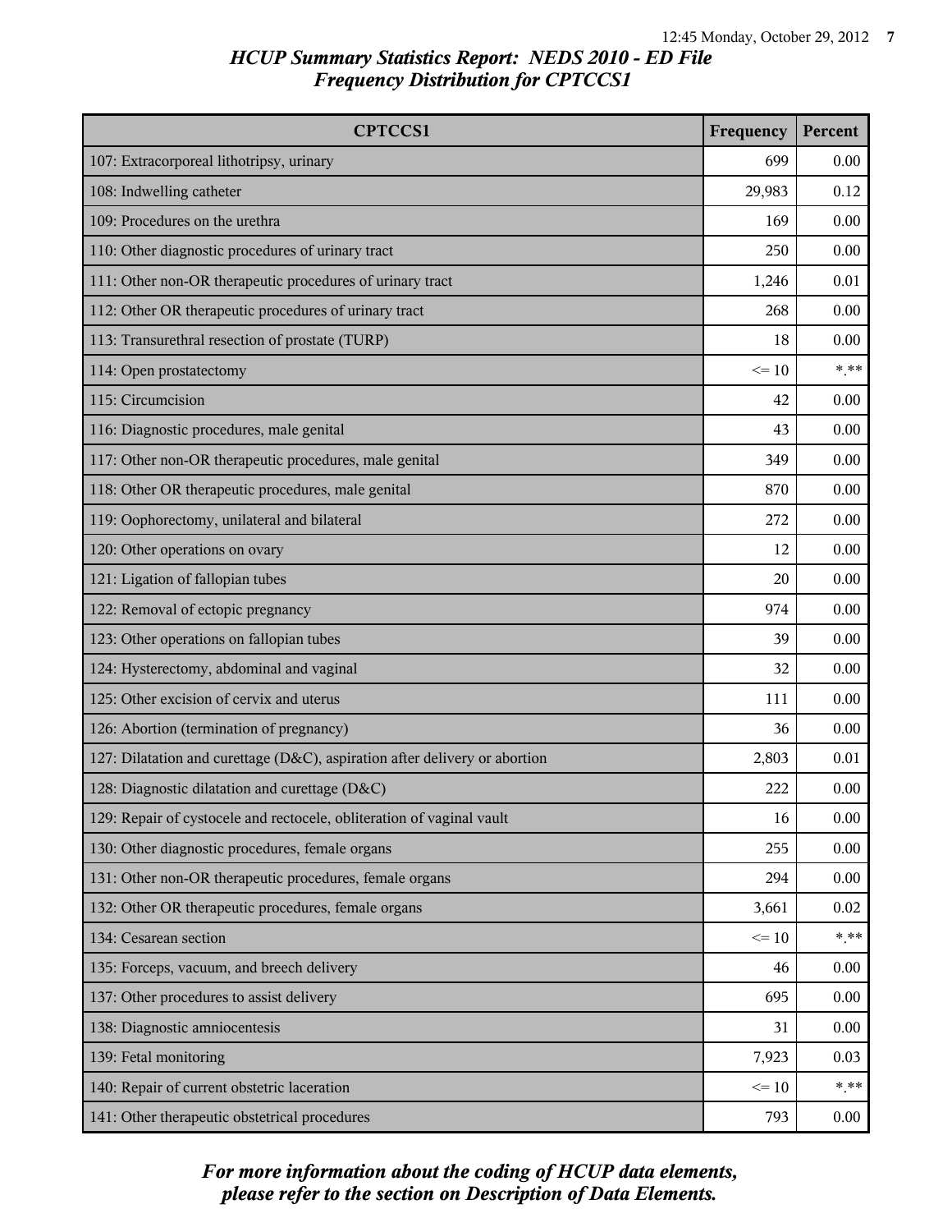# *HCUP Summary Statistics Report: NEDS 2010 - ED File*
## *Frequency Distribution for CPTCCS1*

| CPTCCS1 | Frequency | Percent |
|---|---|---|
| 107: Extracorporeal lithotripsy, urinary | 699 | 0.00 |
| 108: Indwelling catheter | 29,983 | 0.12 |
| 109: Procedures on the urethra | 169 | 0.00 |
| 110: Other diagnostic procedures of urinary tract | 250 | 0.00 |
| 111: Other non-OR therapeutic procedures of urinary tract | 1,246 | 0.01 |
| 112: Other OR therapeutic procedures of urinary tract | 268 | 0.00 |
| 113: Transurethral resection of prostate (TURP) | 18 | 0.00 |
| 114: Open prostatectomy | <= 10 | *.** |
| 115: Circumcision | 42 | 0.00 |
| 116: Diagnostic procedures, male genital | 43 | 0.00 |
| 117: Other non-OR therapeutic procedures, male genital | 349 | 0.00 |
| 118: Other OR therapeutic procedures, male genital | 870 | 0.00 |
| 119: Oophorectomy, unilateral and bilateral | 272 | 0.00 |
| 120: Other operations on ovary | 12 | 0.00 |
| 121: Ligation of fallopian tubes | 20 | 0.00 |
| 122: Removal of ectopic pregnancy | 974 | 0.00 |
| 123: Other operations on fallopian tubes | 39 | 0.00 |
| 124: Hysterectomy, abdominal and vaginal | 32 | 0.00 |
| 125: Other excision of cervix and uterus | 111 | 0.00 |
| 126: Abortion (termination of pregnancy) | 36 | 0.00 |
| 127: Dilatation and curettage (D&C), aspiration after delivery or abortion | 2,803 | 0.01 |
| 128: Diagnostic dilatation and curettage (D&C) | 222 | 0.00 |
| 129: Repair of cystocele and rectocele, obliteration of vaginal vault | 16 | 0.00 |
| 130: Other diagnostic procedures, female organs | 255 | 0.00 |
| 131: Other non-OR therapeutic procedures, female organs | 294 | 0.00 |
| 132: Other OR therapeutic procedures, female organs | 3,661 | 0.02 |
| 134: Cesarean section | <= 10 | *.** |
| 135: Forceps, vacuum, and breech delivery | 46 | 0.00 |
| 137: Other procedures to assist delivery | 695 | 0.00 |
| 138: Diagnostic amniocentesis | 31 | 0.00 |
| 139: Fetal monitoring | 7,923 | 0.03 |
| 140: Repair of current obstetric laceration | <= 10 | *.** |
| 141: Other therapeutic obstetrical procedures | 793 | 0.00 |

*For more information about the coding of HCUP data elements, please refer to the section on Description of Data Elements.*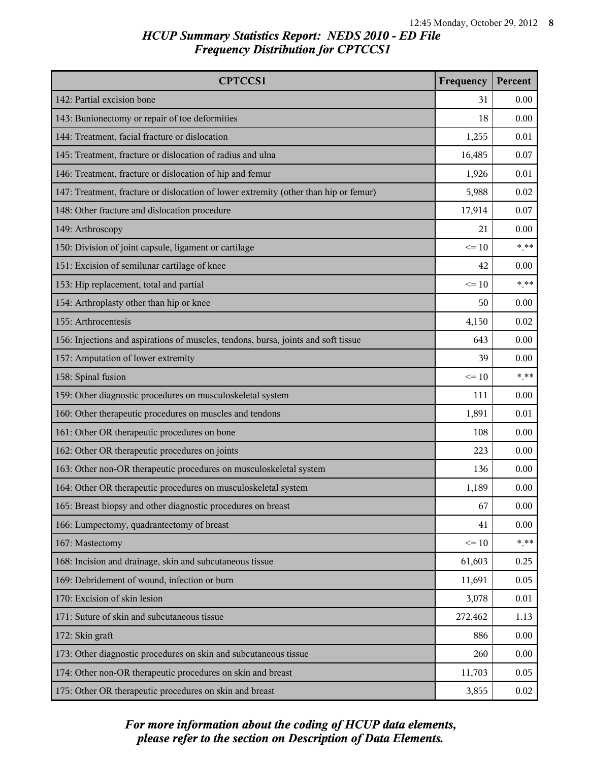# HCUP Summary Statistics Report: NEDS 2010 - ED File
## Frequency Distribution for CPTCCS1

| CPTCCS1 | Frequency | Percent |
|---|---|---|
| 142: Partial excision bone | 31 | 0.00 |
| 143: Bunionectomy or repair of toe deformities | 18 | 0.00 |
| 144: Treatment, facial fracture or dislocation | 1,255 | 0.01 |
| 145: Treatment, fracture or dislocation of radius and ulna | 16,485 | 0.07 |
| 146: Treatment, fracture or dislocation of hip and femur | 1,926 | 0.01 |
| 147: Treatment, fracture or dislocation of lower extremity (other than hip or femur) | 5,988 | 0.02 |
| 148: Other fracture and dislocation procedure | 17,914 | 0.07 |
| 149: Arthroscopy | 21 | 0.00 |
| 150: Division of joint capsule, ligament or cartilage | <= 10 | *.** |
| 151: Excision of semilunar cartilage of knee | 42 | 0.00 |
| 153: Hip replacement, total and partial | <= 10 | *.** |
| 154: Arthroplasty other than hip or knee | 50 | 0.00 |
| 155: Arthrocentesis | 4,150 | 0.02 |
| 156: Injections and aspirations of muscles, tendons, bursa, joints and soft tissue | 643 | 0.00 |
| 157: Amputation of lower extremity | 39 | 0.00 |
| 158: Spinal fusion | <= 10 | *.** |
| 159: Other diagnostic procedures on musculoskeletal system | 111 | 0.00 |
| 160: Other therapeutic procedures on muscles and tendons | 1,891 | 0.01 |
| 161: Other OR therapeutic procedures on bone | 108 | 0.00 |
| 162: Other OR therapeutic procedures on joints | 223 | 0.00 |
| 163: Other non-OR therapeutic procedures on musculoskeletal system | 136 | 0.00 |
| 164: Other OR therapeutic procedures on musculoskeletal system | 1,189 | 0.00 |
| 165: Breast biopsy and other diagnostic procedures on breast | 67 | 0.00 |
| 166: Lumpectomy, quadrantectomy of breast | 41 | 0.00 |
| 167: Mastectomy | <= 10 | *.** |
| 168: Incision and drainage, skin and subcutaneous tissue | 61,603 | 0.25 |
| 169: Debridement of wound, infection or burn | 11,691 | 0.05 |
| 170: Excision of skin lesion | 3,078 | 0.01 |
| 171: Suture of skin and subcutaneous tissue | 272,462 | 1.13 |
| 172: Skin graft | 886 | 0.00 |
| 173: Other diagnostic procedures on skin and subcutaneous tissue | 260 | 0.00 |
| 174: Other non-OR therapeutic procedures on skin and breast | 11,703 | 0.05 |
| 175: Other OR therapeutic procedures on skin and breast | 3,855 | 0.02 |

*For more information about the coding of HCUP data elements, please refer to the section on Description of Data Elements.*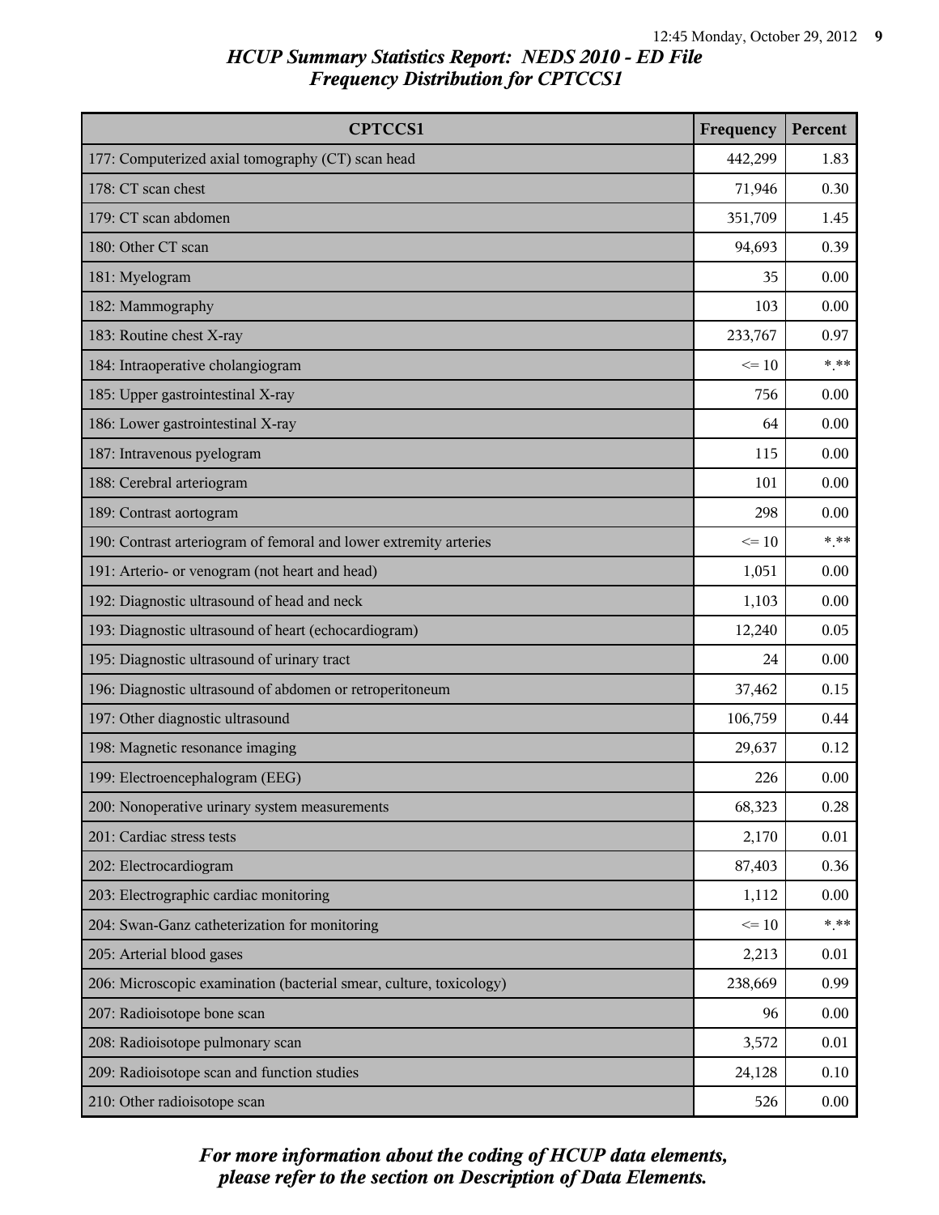# HCUP Summary Statistics Report: NEDS 2010 - ED File

## Frequency Distribution for CPTCCS1

| CPTCCS1 | Frequency | Percent |
|---|---|---|
| 177: Computerized axial tomography (CT) scan head | 442,299 | 1.83 |
| 178: CT scan chest | 71,946 | 0.30 |
| 179: CT scan abdomen | 351,709 | 1.45 |
| 180: Other CT scan | 94,693 | 0.39 |
| 181: Myelogram | 35 | 0.00 |
| 182: Mammography | 103 | 0.00 |
| 183: Routine chest X-ray | 233,767 | 0.97 |
| 184: Intraoperative cholangiogram | <= 10 | *.** |
| 185: Upper gastrointestinal X-ray | 756 | 0.00 |
| 186: Lower gastrointestinal X-ray | 64 | 0.00 |
| 187: Intravenous pyelogram | 115 | 0.00 |
| 188: Cerebral arteriogram | 101 | 0.00 |
| 189: Contrast aortogram | 298 | 0.00 |
| 190: Contrast arteriogram of femoral and lower extremity arteries | <= 10 | *.** |
| 191: Arterio- or venogram (not heart and head) | 1,051 | 0.00 |
| 192: Diagnostic ultrasound of head and neck | 1,103 | 0.00 |
| 193: Diagnostic ultrasound of heart (echocardiogram) | 12,240 | 0.05 |
| 195: Diagnostic ultrasound of urinary tract | 24 | 0.00 |
| 196: Diagnostic ultrasound of abdomen or retroperitoneum | 37,462 | 0.15 |
| 197: Other diagnostic ultrasound | 106,759 | 0.44 |
| 198: Magnetic resonance imaging | 29,637 | 0.12 |
| 199: Electroencephalogram (EEG) | 226 | 0.00 |
| 200: Nonoperative urinary system measurements | 68,323 | 0.28 |
| 201: Cardiac stress tests | 2,170 | 0.01 |
| 202: Electrocardiogram | 87,403 | 0.36 |
| 203: Electrographic cardiac monitoring | 1,112 | 0.00 |
| 204: Swan-Ganz catheterization for monitoring | <= 10 | *.** |
| 205: Arterial blood gases | 2,213 | 0.01 |
| 206: Microscopic examination (bacterial smear, culture, toxicology) | 238,669 | 0.99 |
| 207: Radioisotope bone scan | 96 | 0.00 |
| 208: Radioisotope pulmonary scan | 3,572 | 0.01 |
| 209: Radioisotope scan and function studies | 24,128 | 0.10 |
| 210: Other radioisotope scan | 526 | 0.00 |

*For more information about the coding of HCUP data elements, please refer to the section on Description of Data Elements.*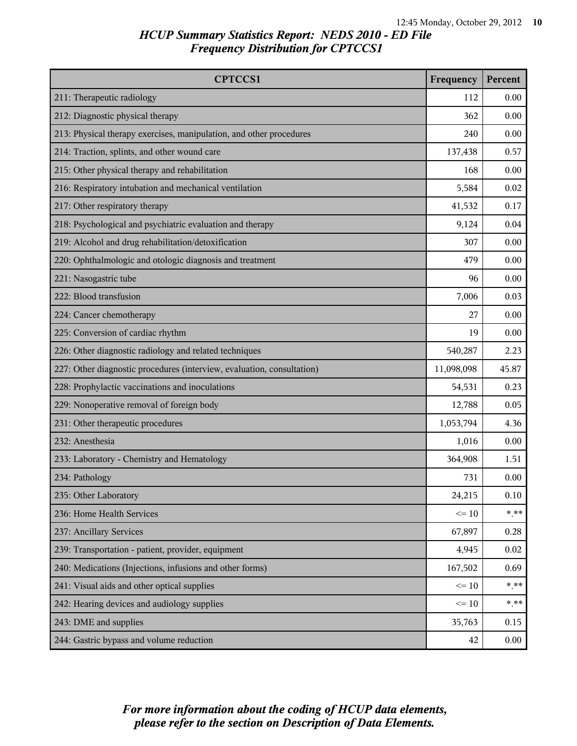# HCUP Summary Statistics Report: NEDS 2010 - ED File
## Frequency Distribution for CPTCCS1

| CPTCCS1 | Frequency | Percent |
|---|---|---|
| 211: Therapeutic radiology | 112 | 0.00 |
| 212: Diagnostic physical therapy | 362 | 0.00 |
| 213: Physical therapy exercises, manipulation, and other procedures | 240 | 0.00 |
| 214: Traction, splints, and other wound care | 137,438 | 0.57 |
| 215: Other physical therapy and rehabilitation | 168 | 0.00 |
| 216: Respiratory intubation and mechanical ventilation | 5,584 | 0.02 |
| 217: Other respiratory therapy | 41,532 | 0.17 |
| 218: Psychological and psychiatric evaluation and therapy | 9,124 | 0.04 |
| 219: Alcohol and drug rehabilitation/detoxification | 307 | 0.00 |
| 220: Ophthalmologic and otologic diagnosis and treatment | 479 | 0.00 |
| 221: Nasogastric tube | 96 | 0.00 |
| 222: Blood transfusion | 7,006 | 0.03 |
| 224: Cancer chemotherapy | 27 | 0.00 |
| 225: Conversion of cardiac rhythm | 19 | 0.00 |
| 226: Other diagnostic radiology and related techniques | 540,287 | 2.23 |
| 227: Other diagnostic procedures (interview, evaluation, consultation) | 11,098,098 | 45.87 |
| 228: Prophylactic vaccinations and inoculations | 54,531 | 0.23 |
| 229: Nonoperative removal of foreign body | 12,788 | 0.05 |
| 231: Other therapeutic procedures | 1,053,794 | 4.36 |
| 232: Anesthesia | 1,016 | 0.00 |
| 233: Laboratory - Chemistry and Hematology | 364,908 | 1.51 |
| 234: Pathology | 731 | 0.00 |
| 235: Other Laboratory | 24,215 | 0.10 |
| 236: Home Health Services | <= 10 | *.** |
| 237: Ancillary Services | 67,897 | 0.28 |
| 239: Transportation - patient, provider, equipment | 4,945 | 0.02 |
| 240: Medications (Injections, infusions and other forms) | 167,502 | 0.69 |
| 241: Visual aids and other optical supplies | <= 10 | *.** |
| 242: Hearing devices and audiology supplies | <= 10 | *.** |
| 243: DME and supplies | 35,763 | 0.15 |
| 244: Gastric bypass and volume reduction | 42 | 0.00 |

*For more information about the coding of HCUP data elements, please refer to the section on Description of Data Elements.*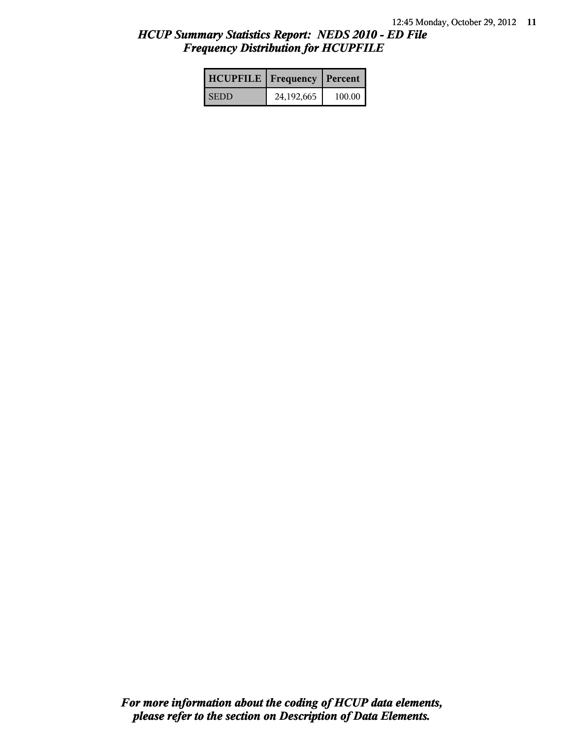## *HCUP Summary Statistics Report: NEDS 2010 - ED File*
## *Frequency Distribution for HCUPFILE*

| HCUPFILE | Frequency | Percent |
|---|---|---|
| SEDD | 24,192,665 | 100.00 |

***For more information about the coding of HCUP data elements, please refer to the section on Description of Data Elements.***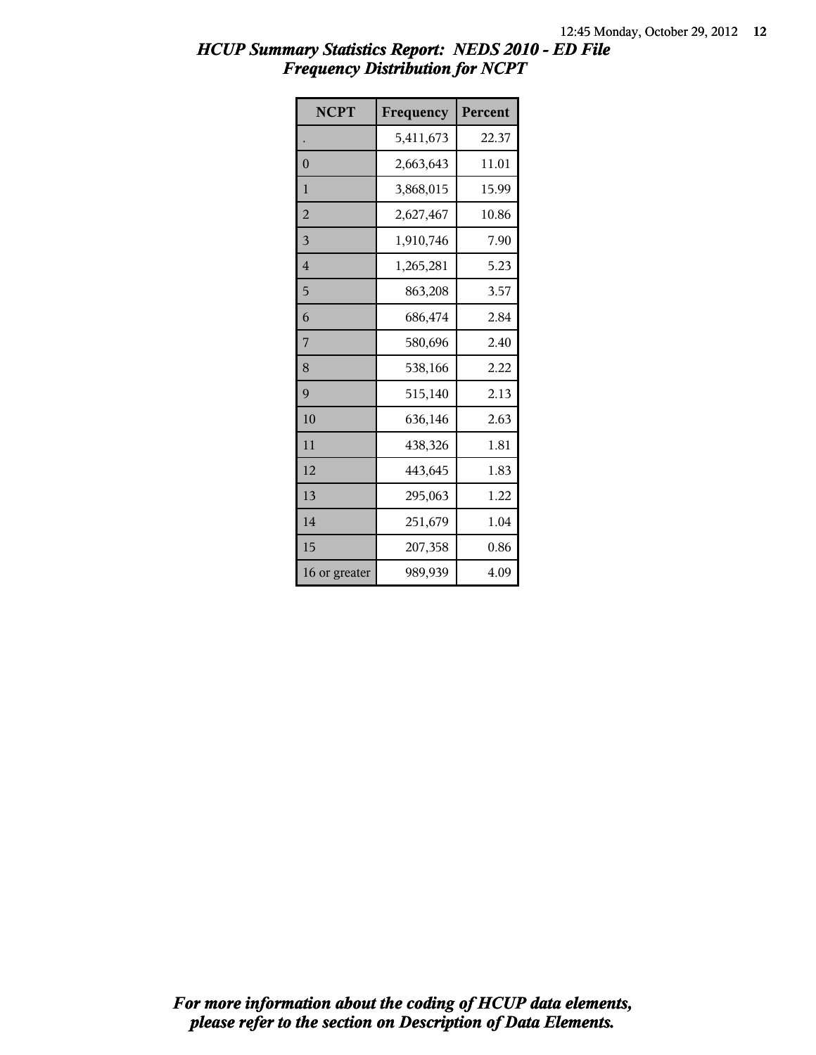# HCUP Summary Statistics Report: NEDS 2010 - ED File
## Frequency Distribution for NCPT

| NCPT | Frequency | Percent |
|---|---|---|
| . | 5,411,673 | 22.37 |
| 0 | 2,663,643 | 11.01 |
| 1 | 3,868,015 | 15.99 |
| 2 | 2,627,467 | 10.86 |
| 3 | 1,910,746 | 7.90 |
| 4 | 1,265,281 | 5.23 |
| 5 | 863,208 | 3.57 |
| 6 | 686,474 | 2.84 |
| 7 | 580,696 | 2.40 |
| 8 | 538,166 | 2.22 |
| 9 | 515,140 | 2.13 |
| 10 | 636,146 | 2.63 |
| 11 | 438,326 | 1.81 |
| 12 | 443,645 | 1.83 |
| 13 | 295,063 | 1.22 |
| 14 | 251,679 | 1.04 |
| 15 | 207,358 | 0.86 |
| 16 or greater | 989,939 | 4.09 |

*For more information about the coding of HCUP data elements, please refer to the section on Description of Data Elements.*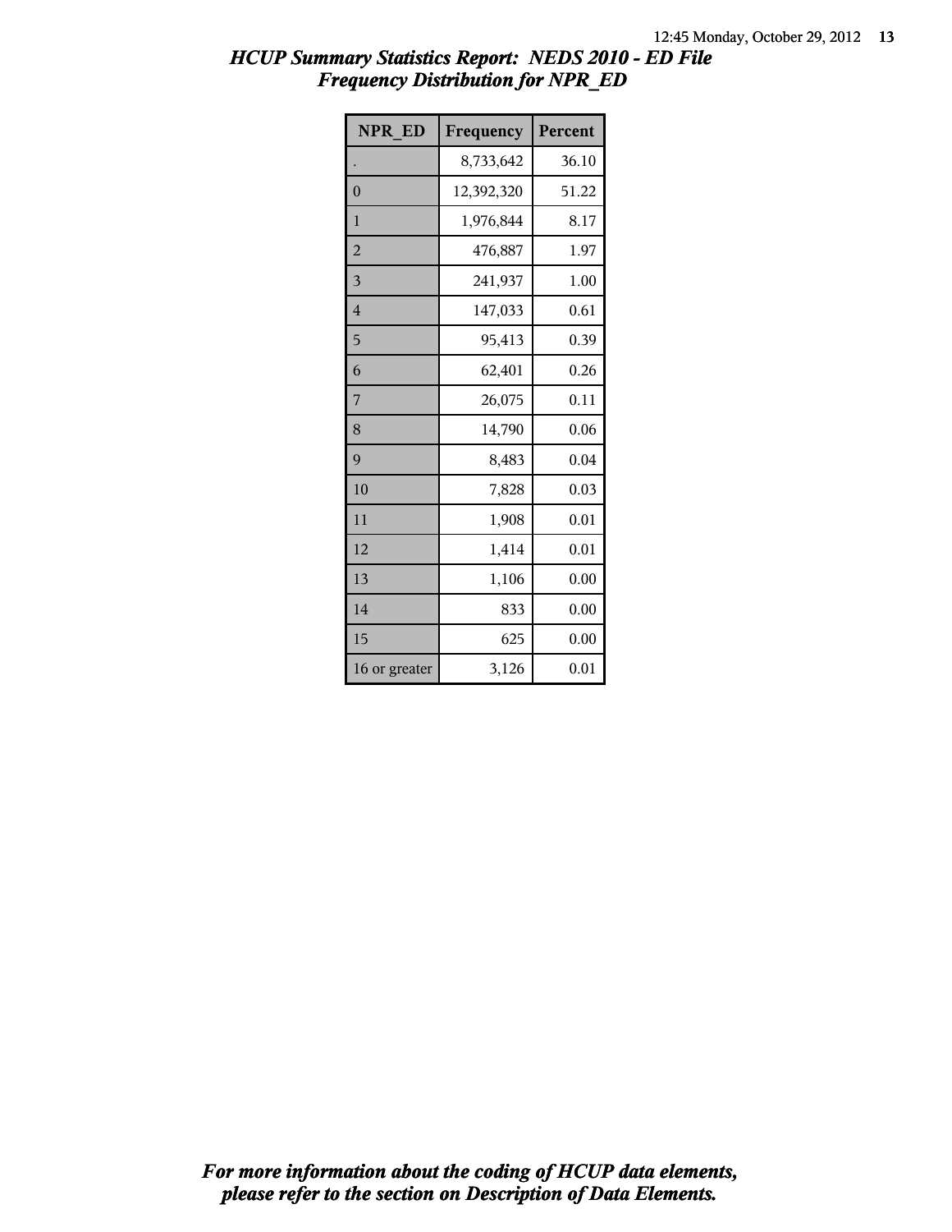# HCUP Summary Statistics Report: NEDS 2010 - ED File
## Frequency Distribution for NPR_ED

| NPR_ED | Frequency | Percent |
|---|---|---|
| . | 8,733,642 | 36.10 |
| 0 | 12,392,320 | 51.22 |
| 1 | 1,976,844 | 8.17 |
| 2 | 476,887 | 1.97 |
| 3 | 241,937 | 1.00 |
| 4 | 147,033 | 0.61 |
| 5 | 95,413 | 0.39 |
| 6 | 62,401 | 0.26 |
| 7 | 26,075 | 0.11 |
| 8 | 14,790 | 0.06 |
| 9 | 8,483 | 0.04 |
| 10 | 7,828 | 0.03 |
| 11 | 1,908 | 0.01 |
| 12 | 1,414 | 0.01 |
| 13 | 1,106 | 0.00 |
| 14 | 833 | 0.00 |
| 15 | 625 | 0.00 |
| 16 or greater | 3,126 | 0.01 |

*For more information about the coding of HCUP data elements, please refer to the section on Description of Data Elements.*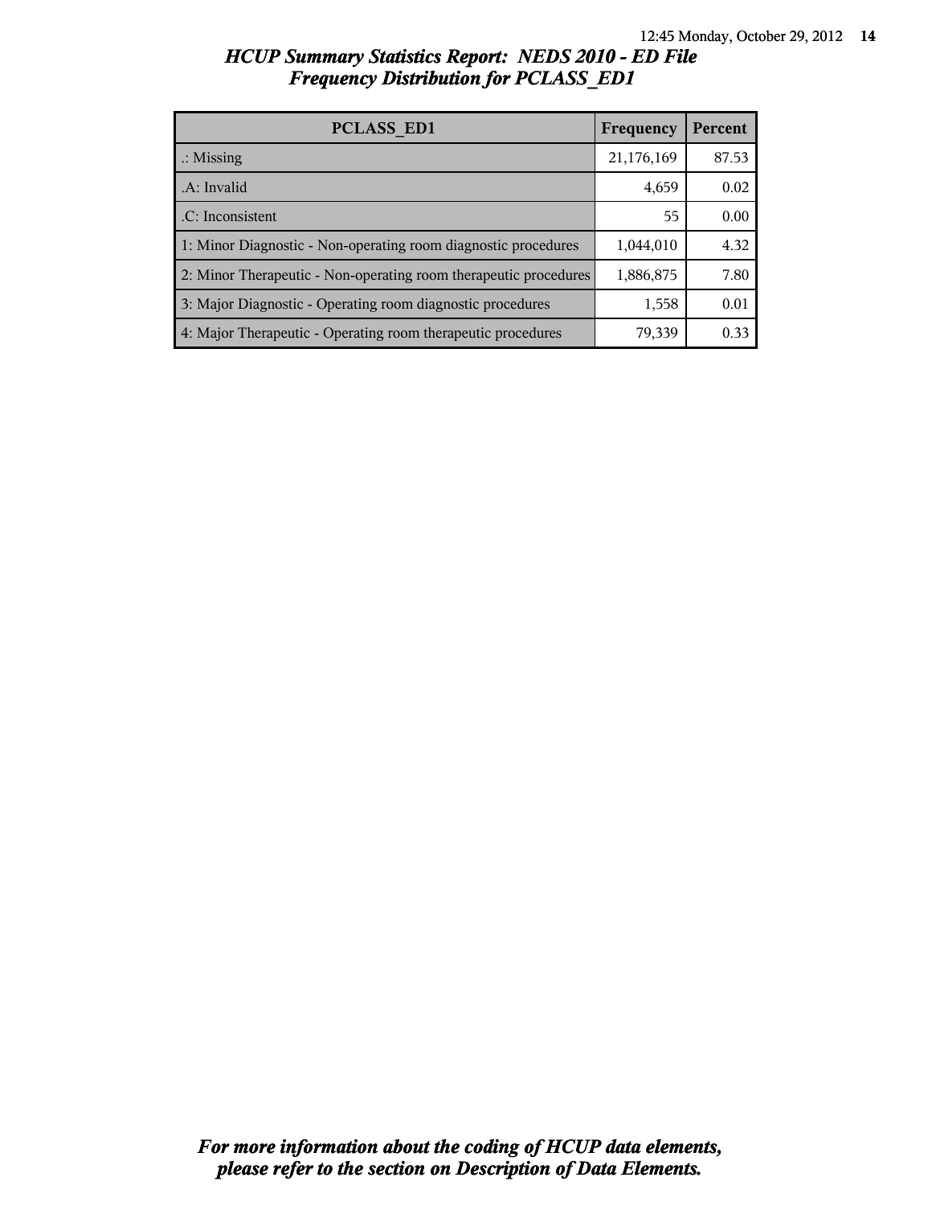## *HCUP Summary Statistics Report: NEDS 2010 - ED File*
## *Frequency Distribution for PCLASS_ED1*

| PCLASS_ED1 | Frequency | Percent |
|---|---|---|
| .: Missing | 21,176,169 | 87.53 |
| .A: Invalid | 4,659 | 0.02 |
| .C: Inconsistent | 55 | 0.00 |
| 1: Minor Diagnostic - Non-operating room diagnostic procedures | 1,044,010 | 4.32 |
| 2: Minor Therapeutic - Non-operating room therapeutic procedures | 1,886,875 | 7.80 |
| 3: Major Diagnostic - Operating room diagnostic procedures | 1,558 | 0.01 |
| 4: Major Therapeutic - Operating room therapeutic procedures | 79,339 | 0.33 |

***For more information about the coding of HCUP data elements, please refer to the section on Description of Data Elements.***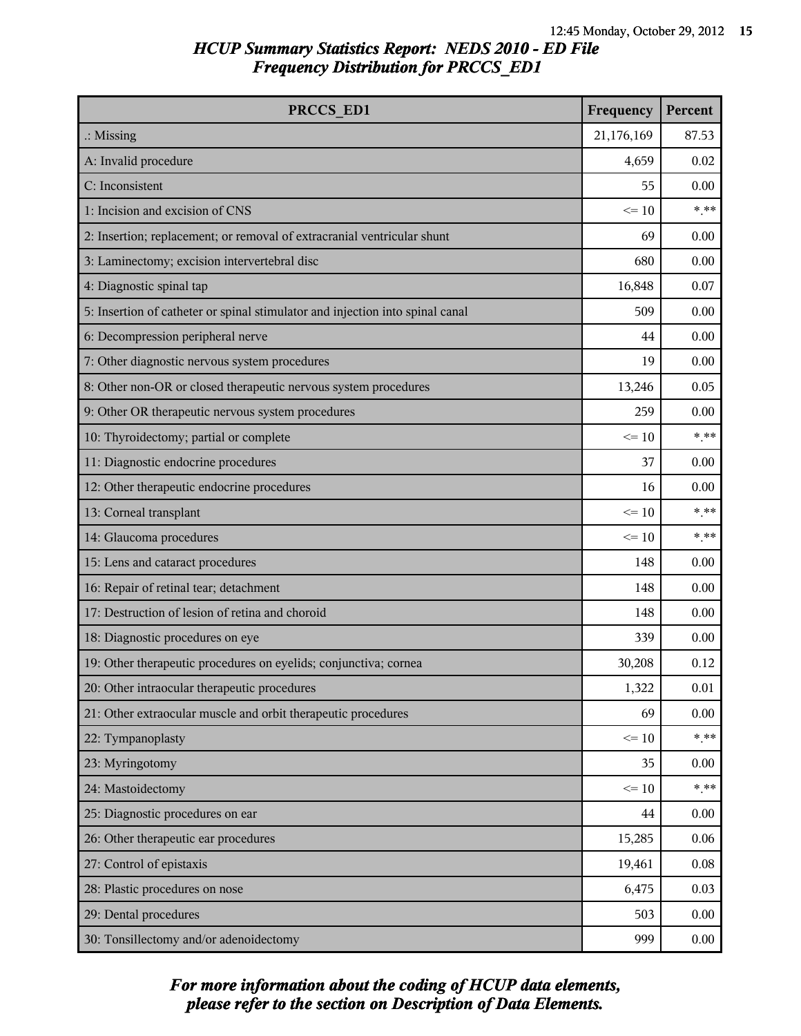# HCUP Summary Statistics Report: NEDS 2010 - ED File
## Frequency Distribution for PRCCS_ED1

| PRCCS_ED1 | Frequency | Percent |
|---|---|---|
| .: Missing | 21,176,169 | 87.53 |
| A: Invalid procedure | 4,659 | 0.02 |
| C: Inconsistent | 55 | 0.00 |
| 1: Incision and excision of CNS | <= 10 | *.** |
| 2: Insertion; replacement; or removal of extracranial ventricular shunt | 69 | 0.00 |
| 3: Laminectomy; excision intervertebral disc | 680 | 0.00 |
| 4: Diagnostic spinal tap | 16,848 | 0.07 |
| 5: Insertion of catheter or spinal stimulator and injection into spinal canal | 509 | 0.00 |
| 6: Decompression peripheral nerve | 44 | 0.00 |
| 7: Other diagnostic nervous system procedures | 19 | 0.00 |
| 8: Other non-OR or closed therapeutic nervous system procedures | 13,246 | 0.05 |
| 9: Other OR therapeutic nervous system procedures | 259 | 0.00 |
| 10: Thyroidectomy; partial or complete | <= 10 | *.** |
| 11: Diagnostic endocrine procedures | 37 | 0.00 |
| 12: Other therapeutic endocrine procedures | 16 | 0.00 |
| 13: Corneal transplant | <= 10 | *.** |
| 14: Glaucoma procedures | <= 10 | *.** |
| 15: Lens and cataract procedures | 148 | 0.00 |
| 16: Repair of retinal tear; detachment | 148 | 0.00 |
| 17: Destruction of lesion of retina and choroid | 148 | 0.00 |
| 18: Diagnostic procedures on eye | 339 | 0.00 |
| 19: Other therapeutic procedures on eyelids; conjunctiva; cornea | 30,208 | 0.12 |
| 20: Other intraocular therapeutic procedures | 1,322 | 0.01 |
| 21: Other extraocular muscle and orbit therapeutic procedures | 69 | 0.00 |
| 22: Tympanoplasty | <= 10 | *.** |
| 23: Myringotomy | 35 | 0.00 |
| 24: Mastoidectomy | <= 10 | *.** |
| 25: Diagnostic procedures on ear | 44 | 0.00 |
| 26: Other therapeutic ear procedures | 15,285 | 0.06 |
| 27: Control of epistaxis | 19,461 | 0.08 |
| 28: Plastic procedures on nose | 6,475 | 0.03 |
| 29: Dental procedures | 503 | 0.00 |
| 30: Tonsillectomy and/or adenoidectomy | 999 | 0.00 |

*For more information about the coding of HCUP data elements, please refer to the section on Description of Data Elements.*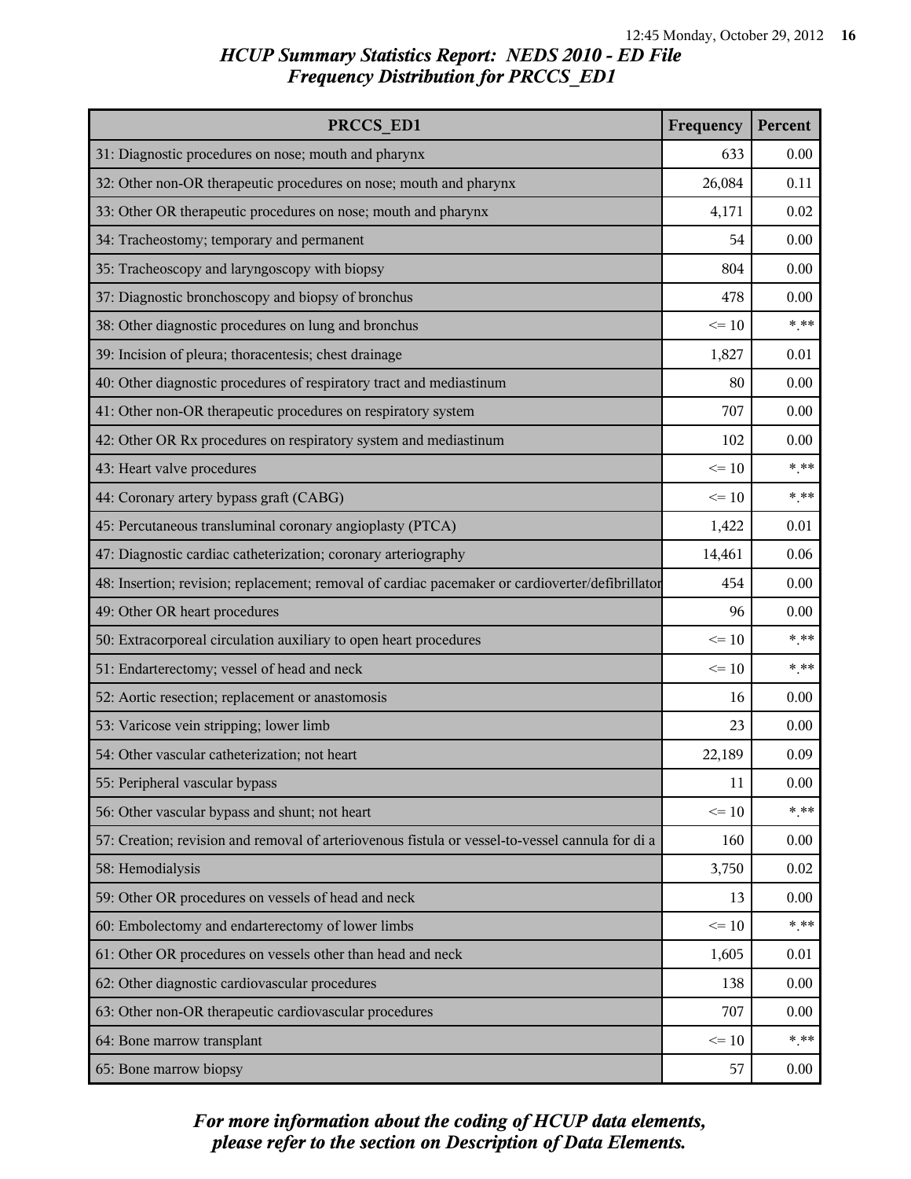## HCUP Summary Statistics Report: NEDS 2010 - ED File
## Frequency Distribution for PRCCS_ED1

| PRCCS_ED1 | Frequency | Percent |
|---|---|---|
| 31: Diagnostic procedures on nose; mouth and pharynx | 633 | 0.00 |
| 32: Other non-OR therapeutic procedures on nose; mouth and pharynx | 26,084 | 0.11 |
| 33: Other OR therapeutic procedures on nose; mouth and pharynx | 4,171 | 0.02 |
| 34: Tracheostomy; temporary and permanent | 54 | 0.00 |
| 35: Tracheoscopy and laryngoscopy with biopsy | 804 | 0.00 |
| 37: Diagnostic bronchoscopy and biopsy of bronchus | 478 | 0.00 |
| 38: Other diagnostic procedures on lung and bronchus | <= 10 | *.** |
| 39: Incision of pleura; thoracentesis; chest drainage | 1,827 | 0.01 |
| 40: Other diagnostic procedures of respiratory tract and mediastinum | 80 | 0.00 |
| 41: Other non-OR therapeutic procedures on respiratory system | 707 | 0.00 |
| 42: Other OR Rx procedures on respiratory system and mediastinum | 102 | 0.00 |
| 43: Heart valve procedures | <= 10 | *.** |
| 44: Coronary artery bypass graft (CABG) | <= 10 | *.** |
| 45: Percutaneous transluminal coronary angioplasty (PTCA) | 1,422 | 0.01 |
| 47: Diagnostic cardiac catheterization; coronary arteriography | 14,461 | 0.06 |
| 48: Insertion; revision; replacement; removal of cardiac pacemaker or cardioverter/defibrillator | 454 | 0.00 |
| 49: Other OR heart procedures | 96 | 0.00 |
| 50: Extracorporeal circulation auxiliary to open heart procedures | <= 10 | *.** |
| 51: Endarterectomy; vessel of head and neck | <= 10 | *.** |
| 52: Aortic resection; replacement or anastomosis | 16 | 0.00 |
| 53: Varicose vein stripping; lower limb | 23 | 0.00 |
| 54: Other vascular catheterization; not heart | 22,189 | 0.09 |
| 55: Peripheral vascular bypass | 11 | 0.00 |
| 56: Other vascular bypass and shunt; not heart | <= 10 | *.** |
| 57: Creation; revision and removal of arteriovenous fistula or vessel-to-vessel cannula for di a | 160 | 0.00 |
| 58: Hemodialysis | 3,750 | 0.02 |
| 59: Other OR procedures on vessels of head and neck | 13 | 0.00 |
| 60: Embolectomy and endarterectomy of lower limbs | <= 10 | *.** |
| 61: Other OR procedures on vessels other than head and neck | 1,605 | 0.01 |
| 62: Other diagnostic cardiovascular procedures | 138 | 0.00 |
| 63: Other non-OR therapeutic cardiovascular procedures | 707 | 0.00 |
| 64: Bone marrow transplant | <= 10 | *.** |
| 65: Bone marrow biopsy | 57 | 0.00 |

*For more information about the coding of HCUP data elements, please refer to the section on Description of Data Elements.*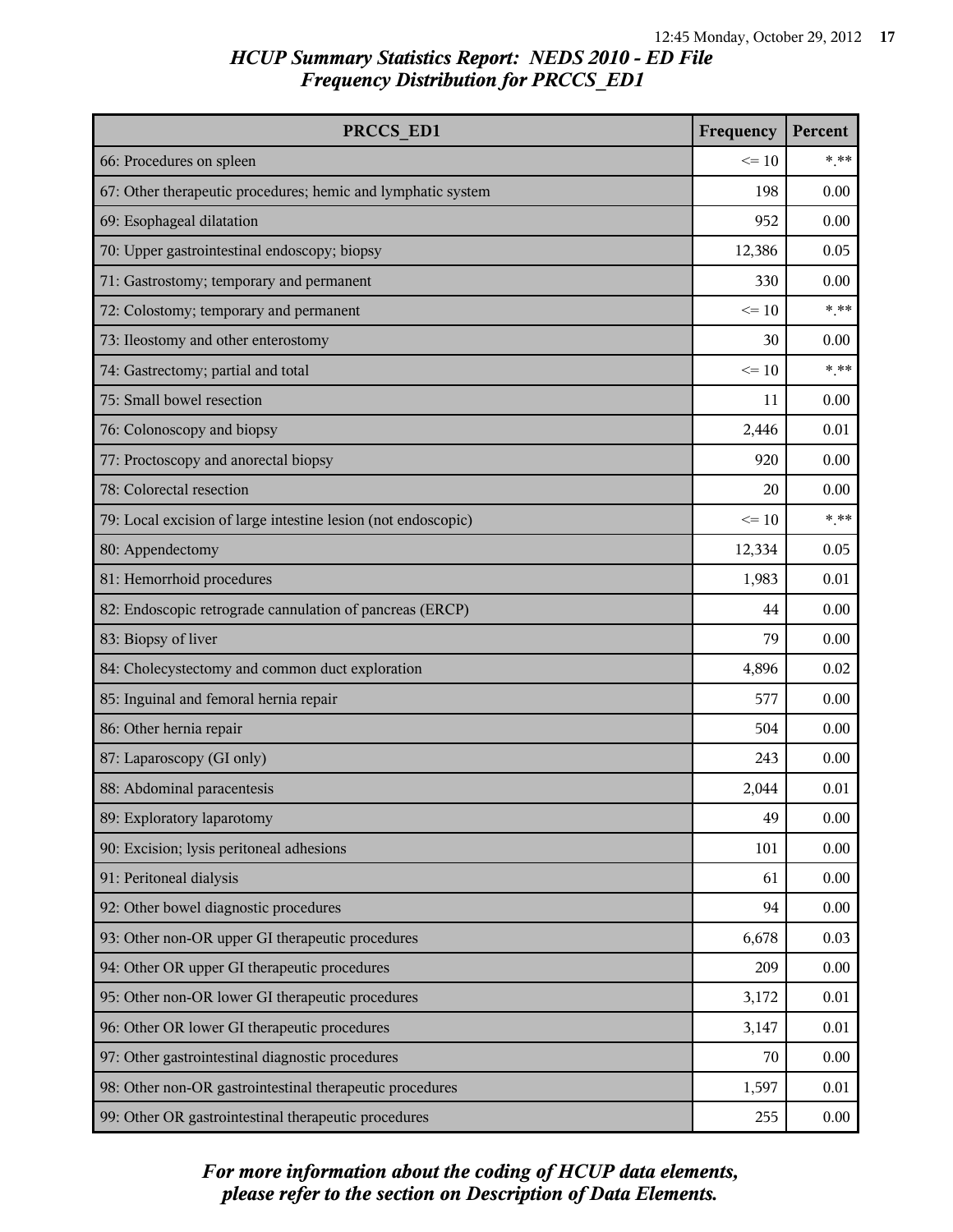## HCUP Summary Statistics Report: NEDS 2010 - ED File
## Frequency Distribution for PRCCS_ED1

| PRCCS_ED1 | Frequency | Percent |
|---|---|---|
| 66: Procedures on spleen | <= 10 | *.** |
| 67: Other therapeutic procedures; hemic and lymphatic system | 198 | 0.00 |
| 69: Esophageal dilatation | 952 | 0.00 |
| 70: Upper gastrointestinal endoscopy; biopsy | 12,386 | 0.05 |
| 71: Gastrostomy; temporary and permanent | 330 | 0.00 |
| 72: Colostomy; temporary and permanent | <= 10 | *.** |
| 73: Ileostomy and other enterostomy | 30 | 0.00 |
| 74: Gastrectomy; partial and total | <= 10 | *.** |
| 75: Small bowel resection | 11 | 0.00 |
| 76: Colonoscopy and biopsy | 2,446 | 0.01 |
| 77: Proctoscopy and anorectal biopsy | 920 | 0.00 |
| 78: Colorectal resection | 20 | 0.00 |
| 79: Local excision of large intestine lesion (not endoscopic) | <= 10 | *.** |
| 80: Appendectomy | 12,334 | 0.05 |
| 81: Hemorrhoid procedures | 1,983 | 0.01 |
| 82: Endoscopic retrograde cannulation of pancreas (ERCP) | 44 | 0.00 |
| 83: Biopsy of liver | 79 | 0.00 |
| 84: Cholecystectomy and common duct exploration | 4,896 | 0.02 |
| 85: Inguinal and femoral hernia repair | 577 | 0.00 |
| 86: Other hernia repair | 504 | 0.00 |
| 87: Laparoscopy (GI only) | 243 | 0.00 |
| 88: Abdominal paracentesis | 2,044 | 0.01 |
| 89: Exploratory laparotomy | 49 | 0.00 |
| 90: Excision; lysis peritoneal adhesions | 101 | 0.00 |
| 91: Peritoneal dialysis | 61 | 0.00 |
| 92: Other bowel diagnostic procedures | 94 | 0.00 |
| 93: Other non-OR upper GI therapeutic procedures | 6,678 | 0.03 |
| 94: Other OR upper GI therapeutic procedures | 209 | 0.00 |
| 95: Other non-OR lower GI therapeutic procedures | 3,172 | 0.01 |
| 96: Other OR lower GI therapeutic procedures | 3,147 | 0.01 |
| 97: Other gastrointestinal diagnostic procedures | 70 | 0.00 |
| 98: Other non-OR gastrointestinal therapeutic procedures | 1,597 | 0.01 |
| 99: Other OR gastrointestinal therapeutic procedures | 255 | 0.00 |

*For more information about the coding of HCUP data elements, please refer to the section on Description of Data Elements.*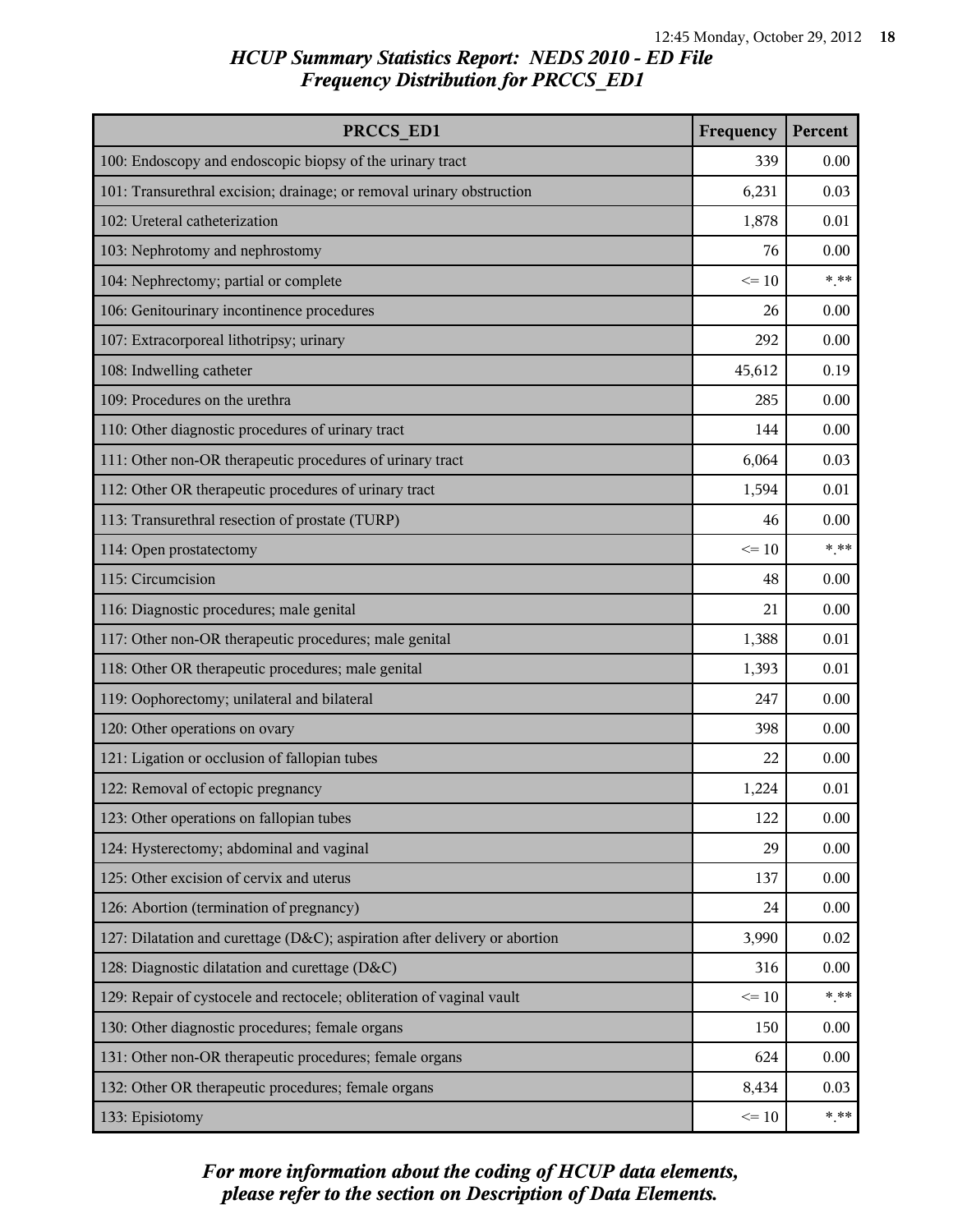# HCUP Summary Statistics Report: NEDS 2010 - ED File
## Frequency Distribution for PRCCS_ED1

| PRCCS_ED1 | Frequency | Percent |
|---|---|---|
| 100: Endoscopy and endoscopic biopsy of the urinary tract | 339 | 0.00 |
| 101: Transurethral excision; drainage; or removal urinary obstruction | 6,231 | 0.03 |
| 102: Ureteral catheterization | 1,878 | 0.01 |
| 103: Nephrotomy and nephrostomy | 76 | 0.00 |
| 104: Nephrectomy; partial or complete | <= 10 | *.** |
| 106: Genitourinary incontinence procedures | 26 | 0.00 |
| 107: Extracorporeal lithotripsy; urinary | 292 | 0.00 |
| 108: Indwelling catheter | 45,612 | 0.19 |
| 109: Procedures on the urethra | 285 | 0.00 |
| 110: Other diagnostic procedures of urinary tract | 144 | 0.00 |
| 111: Other non-OR therapeutic procedures of urinary tract | 6,064 | 0.03 |
| 112: Other OR therapeutic procedures of urinary tract | 1,594 | 0.01 |
| 113: Transurethral resection of prostate (TURP) | 46 | 0.00 |
| 114: Open prostatectomy | <= 10 | *.** |
| 115: Circumcision | 48 | 0.00 |
| 116: Diagnostic procedures; male genital | 21 | 0.00 |
| 117: Other non-OR therapeutic procedures; male genital | 1,388 | 0.01 |
| 118: Other OR therapeutic procedures; male genital | 1,393 | 0.01 |
| 119: Oophorectomy; unilateral and bilateral | 247 | 0.00 |
| 120: Other operations on ovary | 398 | 0.00 |
| 121: Ligation or occlusion of fallopian tubes | 22 | 0.00 |
| 122: Removal of ectopic pregnancy | 1,224 | 0.01 |
| 123: Other operations on fallopian tubes | 122 | 0.00 |
| 124: Hysterectomy; abdominal and vaginal | 29 | 0.00 |
| 125: Other excision of cervix and uterus | 137 | 0.00 |
| 126: Abortion (termination of pregnancy) | 24 | 0.00 |
| 127: Dilatation and curettage (D&C); aspiration after delivery or abortion | 3,990 | 0.02 |
| 128: Diagnostic dilatation and curettage (D&C) | 316 | 0.00 |
| 129: Repair of cystocele and rectocele; obliteration of vaginal vault | <= 10 | *.** |
| 130: Other diagnostic procedures; female organs | 150 | 0.00 |
| 131: Other non-OR therapeutic procedures; female organs | 624 | 0.00 |
| 132: Other OR therapeutic procedures; female organs | 8,434 | 0.03 |
| 133: Episiotomy | <= 10 | *.** |

*For more information about the coding of HCUP data elements, please refer to the section on Description of Data Elements.*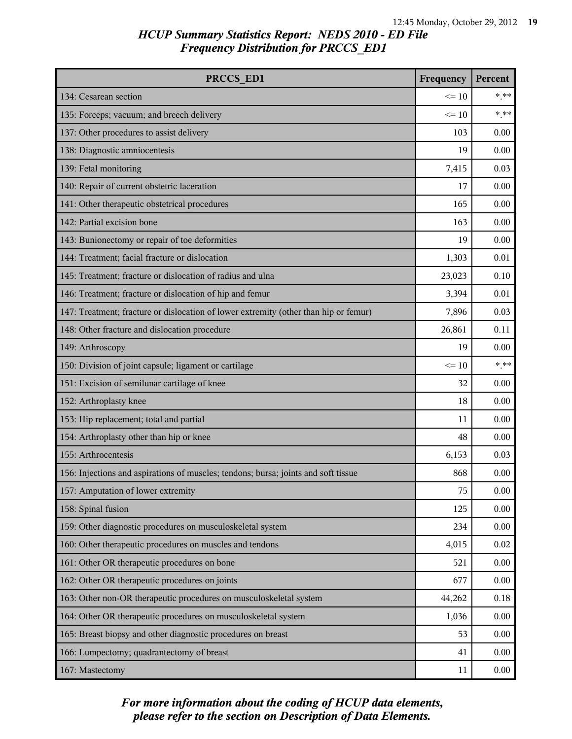*HCUP Summary Statistics Report: NEDS 2010 - ED File*
*Frequency Distribution for PRCCS_ED1*

| PRCCS_ED1 | Frequency | Percent |
|---|---|---|
| 134: Cesarean section | <= 10 | *.** |
| 135: Forceps; vacuum; and breech delivery | <= 10 | *.** |
| 137: Other procedures to assist delivery | 103 | 0.00 |
| 138: Diagnostic amniocentesis | 19 | 0.00 |
| 139: Fetal monitoring | 7,415 | 0.03 |
| 140: Repair of current obstetric laceration | 17 | 0.00 |
| 141: Other therapeutic obstetrical procedures | 165 | 0.00 |
| 142: Partial excision bone | 163 | 0.00 |
| 143: Bunionectomy or repair of toe deformities | 19 | 0.00 |
| 144: Treatment; facial fracture or dislocation | 1,303 | 0.01 |
| 145: Treatment; fracture or dislocation of radius and ulna | 23,023 | 0.10 |
| 146: Treatment; fracture or dislocation of hip and femur | 3,394 | 0.01 |
| 147: Treatment; fracture or dislocation of lower extremity (other than hip or femur) | 7,896 | 0.03 |
| 148: Other fracture and dislocation procedure | 26,861 | 0.11 |
| 149: Arthroscopy | 19 | 0.00 |
| 150: Division of joint capsule; ligament or cartilage | <= 10 | *.** |
| 151: Excision of semilunar cartilage of knee | 32 | 0.00 |
| 152: Arthroplasty knee | 18 | 0.00 |
| 153: Hip replacement; total and partial | 11 | 0.00 |
| 154: Arthroplasty other than hip or knee | 48 | 0.00 |
| 155: Arthrocentesis | 6,153 | 0.03 |
| 156: Injections and aspirations of muscles; tendons; bursa; joints and soft tissue | 868 | 0.00 |
| 157: Amputation of lower extremity | 75 | 0.00 |
| 158: Spinal fusion | 125 | 0.00 |
| 159: Other diagnostic procedures on musculoskeletal system | 234 | 0.00 |
| 160: Other therapeutic procedures on muscles and tendons | 4,015 | 0.02 |
| 161: Other OR therapeutic procedures on bone | 521 | 0.00 |
| 162: Other OR therapeutic procedures on joints | 677 | 0.00 |
| 163: Other non-OR therapeutic procedures on musculoskeletal system | 44,262 | 0.18 |
| 164: Other OR therapeutic procedures on musculoskeletal system | 1,036 | 0.00 |
| 165: Breast biopsy and other diagnostic procedures on breast | 53 | 0.00 |
| 166: Lumpectomy; quadrantectomy of breast | 41 | 0.00 |
| 167: Mastectomy | 11 | 0.00 |

*For more information about the coding of HCUP data elements, please refer to the section on Description of Data Elements.*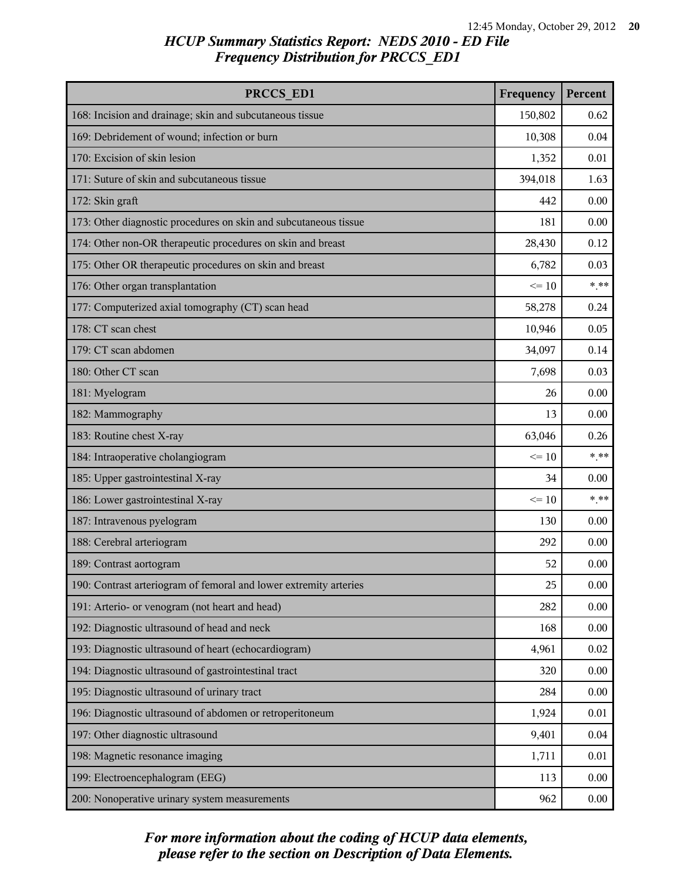## HCUP Summary Statistics Report: NEDS 2010 - ED File
## Frequency Distribution for PRCCS_ED1

| PRCCS_ED1 | Frequency | Percent |
|---|---|---|
| 168: Incision and drainage; skin and subcutaneous tissue | 150,802 | 0.62 |
| 169: Debridement of wound; infection or burn | 10,308 | 0.04 |
| 170: Excision of skin lesion | 1,352 | 0.01 |
| 171: Suture of skin and subcutaneous tissue | 394,018 | 1.63 |
| 172: Skin graft | 442 | 0.00 |
| 173: Other diagnostic procedures on skin and subcutaneous tissue | 181 | 0.00 |
| 174: Other non-OR therapeutic procedures on skin and breast | 28,430 | 0.12 |
| 175: Other OR therapeutic procedures on skin and breast | 6,782 | 0.03 |
| 176: Other organ transplantation | <= 10 | *.** |
| 177: Computerized axial tomography (CT) scan head | 58,278 | 0.24 |
| 178: CT scan chest | 10,946 | 0.05 |
| 179: CT scan abdomen | 34,097 | 0.14 |
| 180: Other CT scan | 7,698 | 0.03 |
| 181: Myelogram | 26 | 0.00 |
| 182: Mammography | 13 | 0.00 |
| 183: Routine chest X-ray | 63,046 | 0.26 |
| 184: Intraoperative cholangiogram | <= 10 | *.** |
| 185: Upper gastrointestinal X-ray | 34 | 0.00 |
| 186: Lower gastrointestinal X-ray | <= 10 | *.** |
| 187: Intravenous pyelogram | 130 | 0.00 |
| 188: Cerebral arteriogram | 292 | 0.00 |
| 189: Contrast aortogram | 52 | 0.00 |
| 190: Contrast arteriogram of femoral and lower extremity arteries | 25 | 0.00 |
| 191: Arterio- or venogram (not heart and head) | 282 | 0.00 |
| 192: Diagnostic ultrasound of head and neck | 168 | 0.00 |
| 193: Diagnostic ultrasound of heart (echocardiogram) | 4,961 | 0.02 |
| 194: Diagnostic ultrasound of gastrointestinal tract | 320 | 0.00 |
| 195: Diagnostic ultrasound of urinary tract | 284 | 0.00 |
| 196: Diagnostic ultrasound of abdomen or retroperitoneum | 1,924 | 0.01 |
| 197: Other diagnostic ultrasound | 9,401 | 0.04 |
| 198: Magnetic resonance imaging | 1,711 | 0.01 |
| 199: Electroencephalogram (EEG) | 113 | 0.00 |
| 200: Nonoperative urinary system measurements | 962 | 0.00 |

*For more information about the coding of HCUP data elements, please refer to the section on Description of Data Elements.*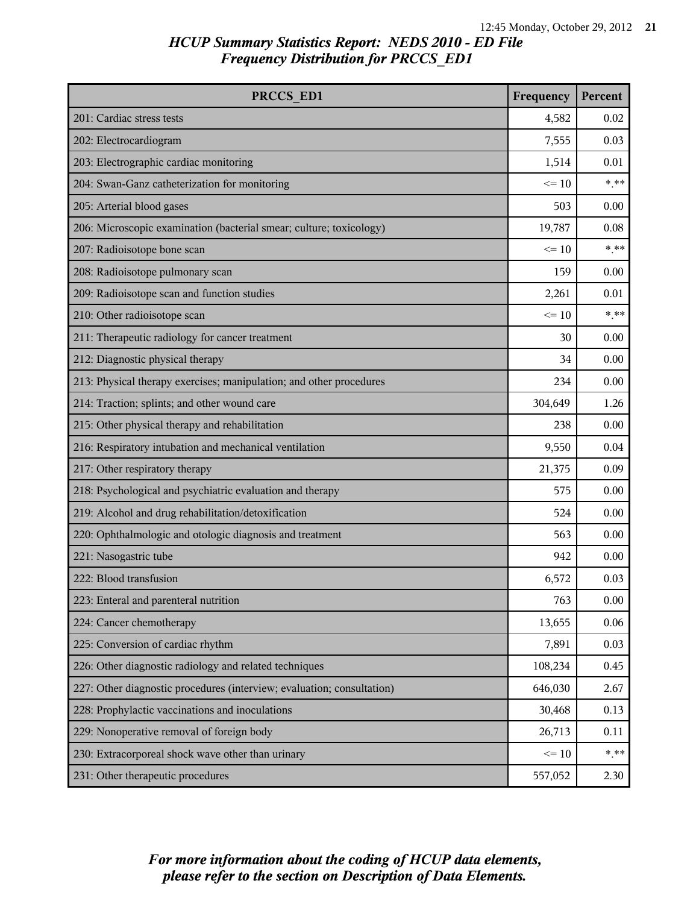# HCUP Summary Statistics Report: NEDS 2010 - ED File

## Frequency Distribution for PRCCS_ED1

| PRCCS_ED1 | Frequency | Percent |
|---|---|---|
| 201: Cardiac stress tests | 4,582 | 0.02 |
| 202: Electrocardiogram | 7,555 | 0.03 |
| 203: Electrographic cardiac monitoring | 1,514 | 0.01 |
| 204: Swan-Ganz catheterization for monitoring | <= 10 | *.** |
| 205: Arterial blood gases | 503 | 0.00 |
| 206: Microscopic examination (bacterial smear; culture; toxicology) | 19,787 | 0.08 |
| 207: Radioisotope bone scan | <= 10 | *.** |
| 208: Radioisotope pulmonary scan | 159 | 0.00 |
| 209: Radioisotope scan and function studies | 2,261 | 0.01 |
| 210: Other radioisotope scan | <= 10 | *.** |
| 211: Therapeutic radiology for cancer treatment | 30 | 0.00 |
| 212: Diagnostic physical therapy | 34 | 0.00 |
| 213: Physical therapy exercises; manipulation; and other procedures | 234 | 0.00 |
| 214: Traction; splints; and other wound care | 304,649 | 1.26 |
| 215: Other physical therapy and rehabilitation | 238 | 0.00 |
| 216: Respiratory intubation and mechanical ventilation | 9,550 | 0.04 |
| 217: Other respiratory therapy | 21,375 | 0.09 |
| 218: Psychological and psychiatric evaluation and therapy | 575 | 0.00 |
| 219: Alcohol and drug rehabilitation/detoxification | 524 | 0.00 |
| 220: Ophthalmologic and otologic diagnosis and treatment | 563 | 0.00 |
| 221: Nasogastric tube | 942 | 0.00 |
| 222: Blood transfusion | 6,572 | 0.03 |
| 223: Enteral and parenteral nutrition | 763 | 0.00 |
| 224: Cancer chemotherapy | 13,655 | 0.06 |
| 225: Conversion of cardiac rhythm | 7,891 | 0.03 |
| 226: Other diagnostic radiology and related techniques | 108,234 | 0.45 |
| 227: Other diagnostic procedures (interview; evaluation; consultation) | 646,030 | 2.67 |
| 228: Prophylactic vaccinations and inoculations | 30,468 | 0.13 |
| 229: Nonoperative removal of foreign body | 26,713 | 0.11 |
| 230: Extracorporeal shock wave other than urinary | <= 10 | *.** |
| 231: Other therapeutic procedures | 557,052 | 2.30 |

*For more information about the coding of HCUP data elements, please refer to the section on Description of Data Elements.*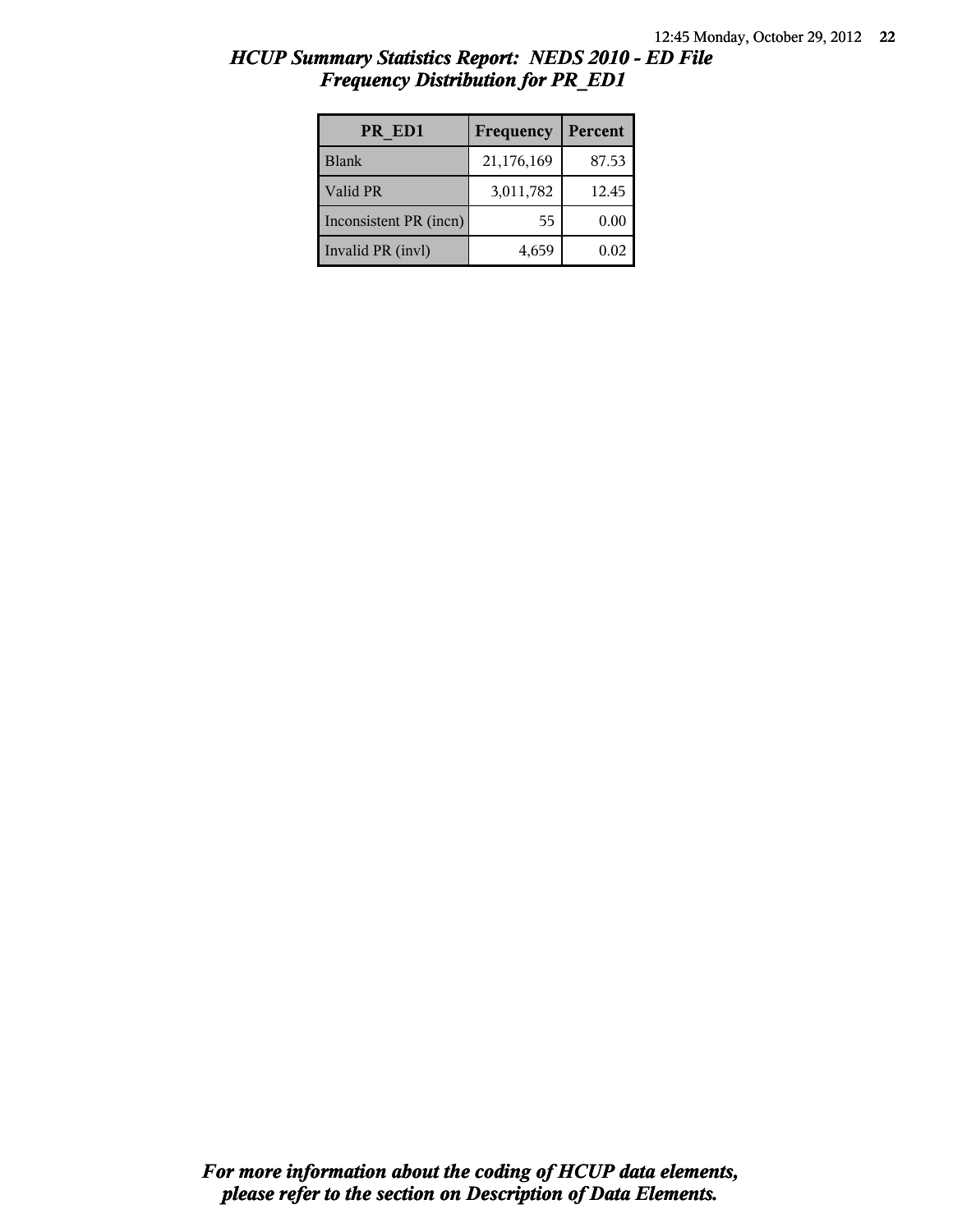## *HCUP Summary Statistics Report: NEDS 2010 - ED File*
## *Frequency Distribution for PR_ED1*

| PR_ED1 | Frequency | Percent |
|---|---|---|
| Blank | 21,176,169 | 87.53 |
| Valid PR | 3,011,782 | 12.45 |
| Inconsistent PR (incn) | 55 | 0.00 |
| Invalid PR (invl) | 4,659 | 0.02 |

***For more information about the coding of HCUP data elements, please refer to the section on Description of Data Elements.***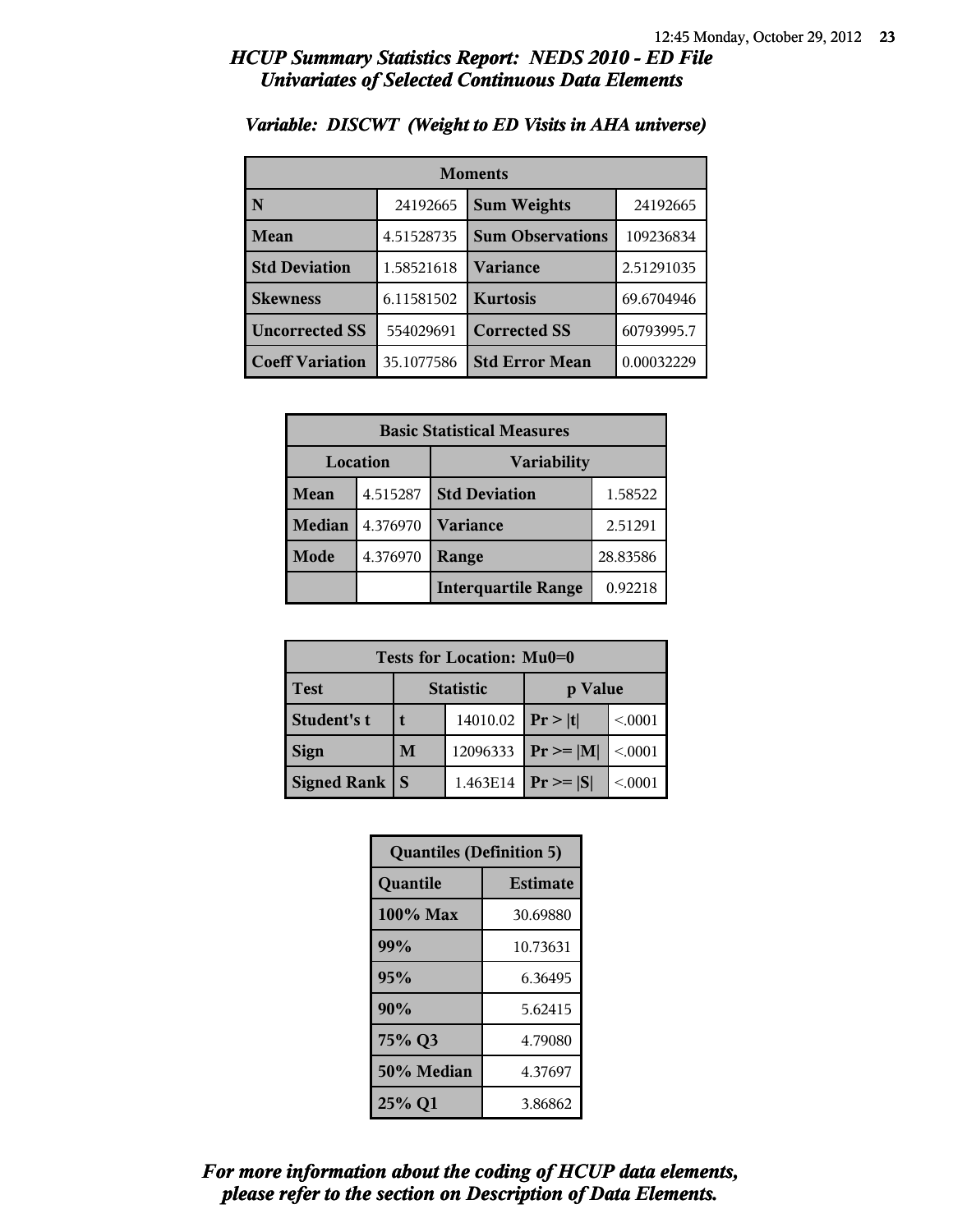## *HCUP Summary Statistics Report: NEDS 2010 - ED File*
## *Univariates of Selected Continuous Data Elements*

### *Variable: DISCWT (Weight to ED Visits in AHA universe)*

| Moments | | | |
|---|---|---|---|
| **N** | 24192665 | **Sum Weights** | 24192665 |
| **Mean** | 4.51528735 | **Sum Observations** | 109236834 |
| **Std Deviation** | 1.58521618 | **Variance** | 2.51291035 |
| **Skewness** | 6.11581502 | **Kurtosis** | 69.6704946 |
| **Uncorrected SS** | 554029691 | **Corrected SS** | 60793995.7 |
| **Coeff Variation** | 35.1077586 | **Std Error Mean** | 0.00032229 |

| Basic Statistical Measures | | | |
|---|---|---|---|
| **Location** | | **Variability** | |
| **Mean** | 4.515287 | **Std Deviation** | 1.58522 |
| **Median** | 4.376970 | **Variance** | 2.51291 |
| **Mode** | 4.376970 | **Range** | 28.83586 |
| | | **Interquartile Range** | 0.92218 |

| Tests for Location: Mu0=0 | | | | |
|---|---|---|---|---|
| **Test** | **Statistic** | | **p Value** | |
| **Student's t** | **t** | 14010.02 | **Pr > \|t\|** | <.0001 |
| **Sign** | **M** | 12096333 | **Pr >= \|M\|** | <.0001 |
| **Signed Rank** | **S** | 1.463E14 | **Pr >= \|S\|** | <.0001 |

| Quantiles (Definition 5) | |
|---|---|
| **Quantile** | **Estimate** |
| **100% Max** | 30.69880 |
| **99%** | 10.73631 |
| **95%** | 6.36495 |
| **90%** | 5.62415 |
| **75% Q3** | 4.79080 |
| **50% Median** | 4.37697 |
| **25% Q1** | 3.86862 |

***For more information about the coding of HCUP data elements, please refer to the section on Description of Data Elements.***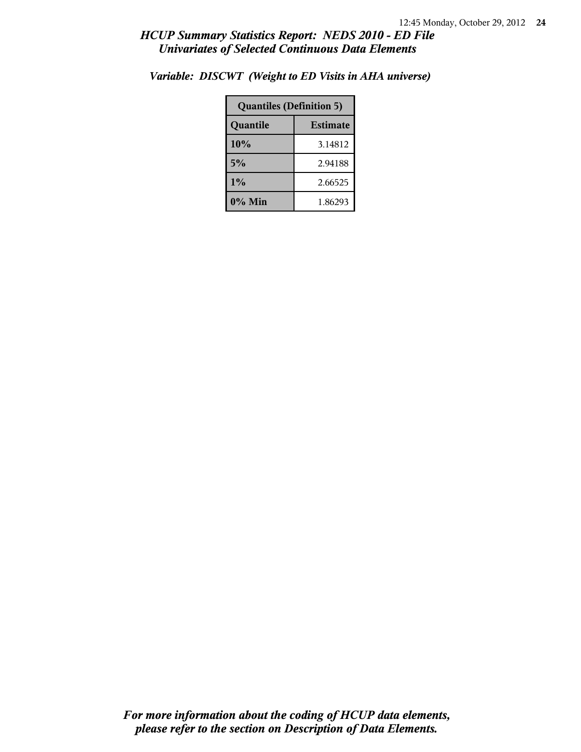### Variable: DISCWT (Weight to ED Visits in AHA universe)

| Quantiles (Definition 5) | |
|---|---|
| **Quantile** | **Estimate** |
| **10%** | 3.14812 |
| **5%** | 2.94188 |
| **1%** | 2.66525 |
| **0% Min** | 1.86293 |

***For more information about the coding of HCUP data elements, please refer to the section on Description of Data Elements.***